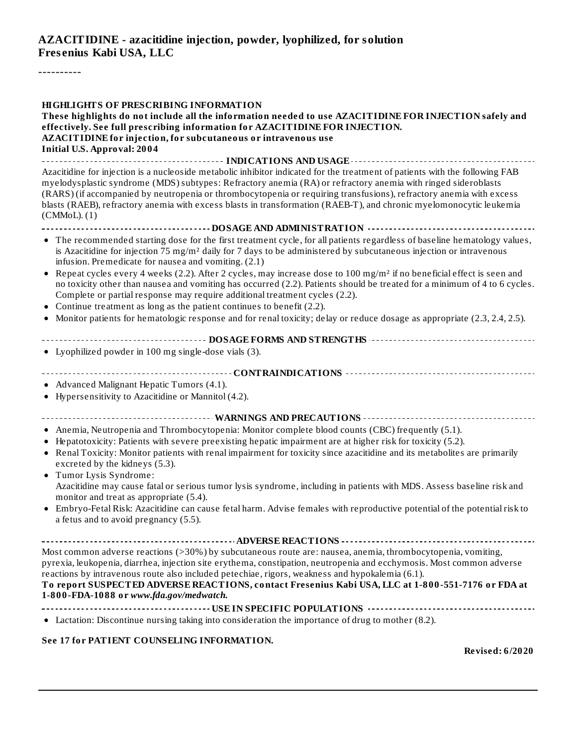# AZACITIDINE - azacitidine injection, powder, lyophilized, for solution

**Fresenius Kabi USA, LLC**

----------

**HIGHLIGHTS OF PRESCRIBING INFORMATION**

**These highlights do not include all the information needed to use AZACITIDINE FOR INJECTION safely and effectively. See full prescribing information for AZACITIDINE FOR INJECTION.**

**AZACITIDINE for injection, for subcutaneous or intravenous use**

**Initial U.S. Approval: 2004**

## INDICATIONS AND USAGE

Azacitidine for injection is a nucleoside metabolic inhibitor indicated for the treatment of patients with the following FAB myelodysplastic syndrome (MDS) subtypes: Refractory anemia (RA) or refractory anemia with ringed sideroblasts (RARS) (if accompanied by neutropenia or thrombocytopenia or requiring transfusions), refractory anemia with excess blasts (RAEB), refractory anemia with excess blasts in transformation (RAEB-T), and chronic myelomonocytic leukemia (CMMoL). (1)

## DOSAGE AND ADMINISTRATION

- The recommended starting dose for the first treatment cycle, for all patients regardless of baseline hematology values, is Azacitidine for injection 75 mg/m² daily for 7 days to be administered by subcutaneous injection or intravenous infusion. Premedicate for nausea and vomiting. (2.1)
- Repeat cycles every 4 weeks (2.2). After 2 cycles, may increase dose to 100 mg/m² if no beneficial effect is seen and no toxicity other than nausea and vomiting has occurred (2.2). Patients should be treated for a minimum of 4 to 6 cycles. Complete or partial response may require additional treatment cycles (2.2).
- Continue treatment as long as the patient continues to benefit (2.2).
- Monitor patients for hematologic response and for renal toxicity; delay or reduce dosage as appropriate (2.3, 2.4, 2.5).

## DOSAGE FORMS AND STRENGTHS

- Lyophilized powder in 100 mg single-dose vials (3).

## CONTRAINDICATIONS

- Advanced Malignant Hepatic Tumors (4.1).
- Hypersensitivity to Azacitidine or Mannitol (4.2).

## WARNINGS AND PRECAUTIONS

- Anemia, Neutropenia and Thrombocytopenia: Monitor complete blood counts (CBC) frequently (5.1).
- Hepatotoxicity: Patients with severe preexisting hepatic impairment are at higher risk for toxicity (5.2).
- Renal Toxicity: Monitor patients with renal impairment for toxicity since azacitidine and its metabolites are primarily excreted by the kidneys (5.3).
- Tumor Lysis Syndrome:
  Azacitidine may cause fatal or serious tumor lysis syndrome, including in patients with MDS. Assess baseline risk and monitor and treat as appropriate (5.4).
- Embryo-Fetal Risk: Azacitidine can cause fetal harm. Advise females with reproductive potential of the potential risk to a fetus and to avoid pregnancy (5.5).

## ADVERSE REACTIONS

Most common adverse reactions (>30%) by subcutaneous route are: nausea, anemia, thrombocytopenia, vomiting, pyrexia, leukopenia, diarrhea, injection site erythema, constipation, neutropenia and ecchymosis. Most common adverse reactions by intravenous route also included petechiae, rigors, weakness and hypokalemia (6.1).

**To report SUSPECTED ADVERSE REACTIONS, contact Fresenius Kabi USA, LLC at 1-800-551-7176 or FDA at 1-800-FDA-1088 or *www.fda.gov/medwatch.***

## USE IN SPECIFIC POPULATIONS

- Lactation: Discontinue nursing taking into consideration the importance of drug to mother (8.2).

**See 17 for PATIENT COUNSELING INFORMATION.**

**Revised: 6/2020**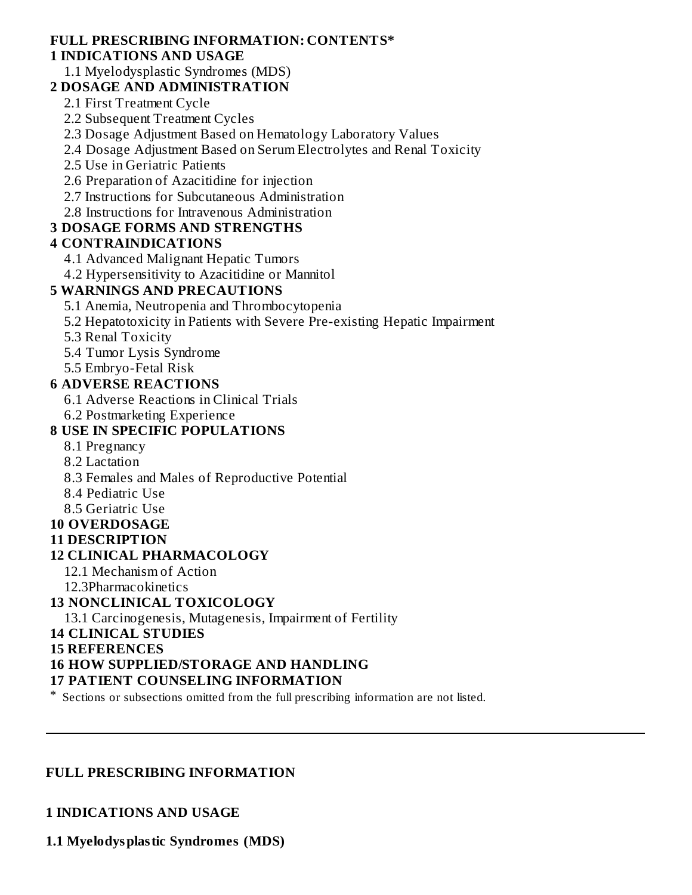**FULL PRESCRIBING INFORMATION: CONTENTS***

**1 INDICATIONS AND USAGE**

1.1 Myelodysplastic Syndromes (MDS)

**2 DOSAGE AND ADMINISTRATION**

2.1 First Treatment Cycle

2.2 Subsequent Treatment Cycles

2.3 Dosage Adjustment Based on Hematology Laboratory Values

2.4 Dosage Adjustment Based on Serum Electrolytes and Renal Toxicity

2.5 Use in Geriatric Patients

2.6 Preparation of Azacitidine for injection

2.7 Instructions for Subcutaneous Administration

2.8 Instructions for Intravenous Administration

**3 DOSAGE FORMS AND STRENGTHS**

**4 CONTRAINDICATIONS**

4.1 Advanced Malignant Hepatic Tumors

4.2 Hypersensitivity to Azacitidine or Mannitol

**5 WARNINGS AND PRECAUTIONS**

5.1 Anemia, Neutropenia and Thrombocytopenia

5.2 Hepatotoxicity in Patients with Severe Pre-existing Hepatic Impairment

5.3 Renal Toxicity

5.4 Tumor Lysis Syndrome

5.5 Embryo-Fetal Risk

**6 ADVERSE REACTIONS**

6.1 Adverse Reactions in Clinical Trials

6.2 Postmarketing Experience

**8 USE IN SPECIFIC POPULATIONS**

8.1 Pregnancy

8.2 Lactation

8.3 Females and Males of Reproductive Potential

8.4 Pediatric Use

8.5 Geriatric Use

**10 OVERDOSAGE**

**11 DESCRIPTION**

**12 CLINICAL PHARMACOLOGY**

12.1 Mechanism of Action

12.3Pharmacokinetics

**13 NONCLINICAL TOXICOLOGY**

13.1 Carcinogenesis, Mutagenesis, Impairment of Fertility

**14 CLINICAL STUDIES**

**15 REFERENCES**

**16 HOW SUPPLIED/STORAGE AND HANDLING**

**17 PATIENT COUNSELING INFORMATION**

\* Sections or subsections omitted from the full prescribing information are not listed.

---

## FULL PRESCRIBING INFORMATION

## 1 INDICATIONS AND USAGE

### 1.1 Myelodysplastic Syndromes (MDS)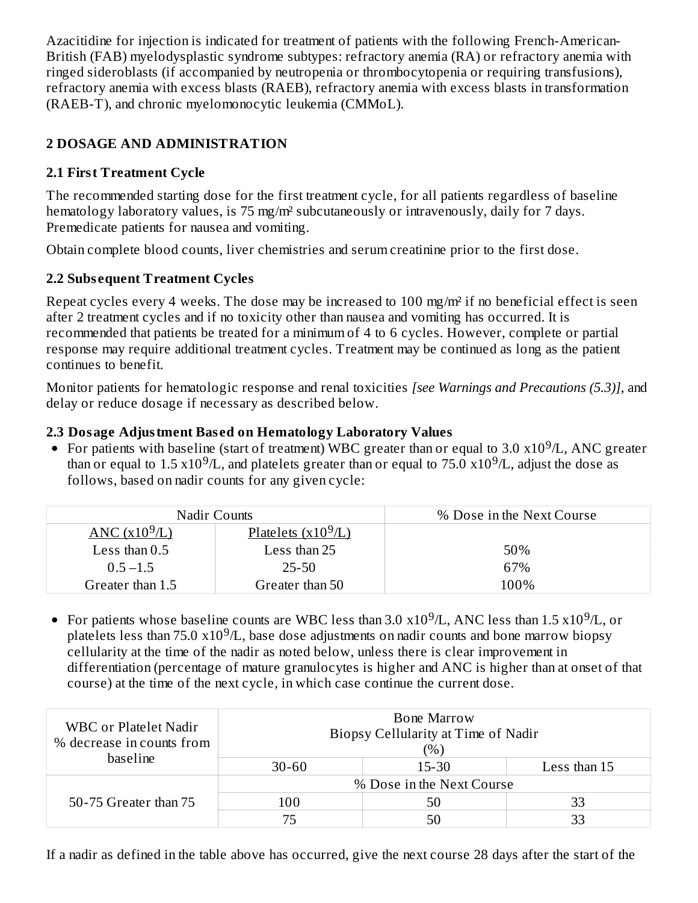Azacitidine for injection is indicated for treatment of patients with the following French-American-British (FAB) myelodysplastic syndrome subtypes: refractory anemia (RA) or refractory anemia with ringed sideroblasts (if accompanied by neutropenia or thrombocytopenia or requiring transfusions), refractory anemia with excess blasts (RAEB), refractory anemia with excess blasts in transformation (RAEB-T), and chronic myelomonocytic leukemia (CMMoL).

## 2 DOSAGE AND ADMINISTRATION

### 2.1 First Treatment Cycle

The recommended starting dose for the first treatment cycle, for all patients regardless of baseline hematology laboratory values, is 75 mg/m² subcutaneously or intravenously, daily for 7 days. Premedicate patients for nausea and vomiting.

Obtain complete blood counts, liver chemistries and serum creatinine prior to the first dose.

### 2.2 Subsequent Treatment Cycles

Repeat cycles every 4 weeks. The dose may be increased to 100 mg/m² if no beneficial effect is seen after 2 treatment cycles and if no toxicity other than nausea and vomiting has occurred. It is recommended that patients be treated for a minimum of 4 to 6 cycles. However, complete or partial response may require additional treatment cycles. Treatment may be continued as long as the patient continues to benefit.

Monitor patients for hematologic response and renal toxicities *[see Warnings and Precautions (5.3)]*, and delay or reduce dosage if necessary as described below.

### 2.3 Dosage Adjustment Based on Hematology Laboratory Values

- For patients with baseline (start of treatment) WBC greater than or equal to 3.0 $x10^9$/L, ANC greater than or equal to 1.5 $x10^9$/L, and platelets greater than or equal to 75.0 $x10^9$/L, adjust the dose as follows, based on nadir counts for any given cycle:

| Nadir Counts | | % Dose in the Next Course |
|---|---|---|
| ANC ($x10^9$/L) | Platelets ($x10^9$/L) | |
| Less than 0.5 | Less than 25 | 50% |
| 0.5 –1.5 | 25-50 | 67% |
| Greater than 1.5 | Greater than 50 | 100% |

- For patients whose baseline counts are WBC less than 3.0 $x10^9$/L, ANC less than 1.5 $x10^9$/L, or platelets less than 75.0 $x10^9$/L, base dose adjustments on nadir counts and bone marrow biopsy cellularity at the time of the nadir as noted below, unless there is clear improvement in differentiation (percentage of mature granulocytes is higher and ANC is higher than at onset of that course) at the time of the next cycle, in which case continue the current dose.

| WBC or Platelet Nadir % decrease in counts from baseline | Bone Marrow Biopsy Cellularity at Time of Nadir (%) | | |
|---|---|---|---|
| | 30-60 | 15-30 | Less than 15 |
| | % Dose in the Next Course | | |
| 50-75 Greater than 75 | 100 | 50 | 33 |
| | 75 | 50 | 33 |

If a nadir as defined in the table above has occurred, give the next course 28 days after the start of the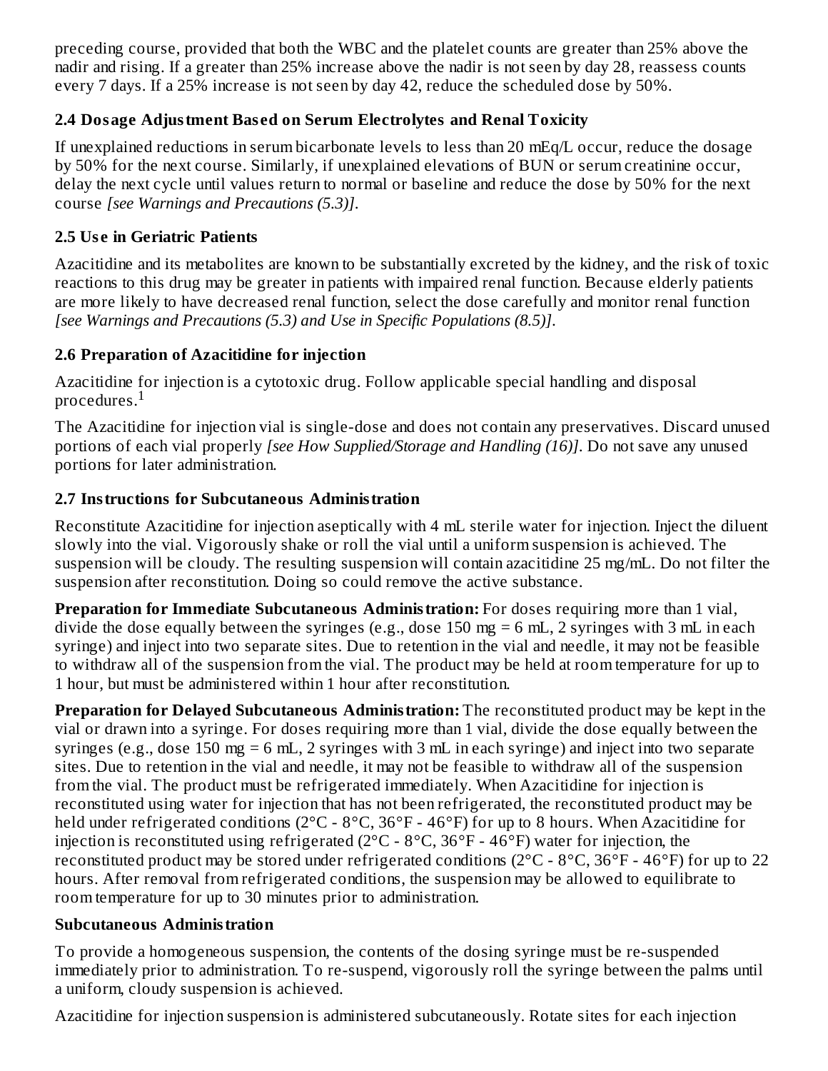preceding course, provided that both the WBC and the platelet counts are greater than 25% above the nadir and rising. If a greater than 25% increase above the nadir is not seen by day 28, reassess counts every 7 days. If a 25% increase is not seen by day 42, reduce the scheduled dose by 50%.

### 2.4 Dosage Adjustment Based on Serum Electrolytes and Renal Toxicity

If unexplained reductions in serum bicarbonate levels to less than 20 mEq/L occur, reduce the dosage by 50% for the next course. Similarly, if unexplained elevations of BUN or serum creatinine occur, delay the next cycle until values return to normal or baseline and reduce the dose by 50% for the next course *[see Warnings and Precautions (5.3)]*.

### 2.5 Use in Geriatric Patients

Azacitidine and its metabolites are known to be substantially excreted by the kidney, and the risk of toxic reactions to this drug may be greater in patients with impaired renal function. Because elderly patients are more likely to have decreased renal function, select the dose carefully and monitor renal function *[see Warnings and Precautions (5.3) and Use in Specific Populations (8.5)]*.

### 2.6 Preparation of Azacitidine for injection

Azacitidine for injection is a cytotoxic drug. Follow applicable special handling and disposal procedures.[1]

The Azacitidine for injection vial is single-dose and does not contain any preservatives. Discard unused portions of each vial properly *[see How Supplied/Storage and Handling (16)]*. Do not save any unused portions for later administration.

### 2.7 Instructions for Subcutaneous Administration

Reconstitute Azacitidine for injection aseptically with 4 mL sterile water for injection. Inject the diluent slowly into the vial. Vigorously shake or roll the vial until a uniform suspension is achieved. The suspension will be cloudy. The resulting suspension will contain azacitidine 25 mg/mL. Do not filter the suspension after reconstitution. Doing so could remove the active substance.

**Preparation for Immediate Subcutaneous Administration:** For doses requiring more than 1 vial, divide the dose equally between the syringes (e.g., dose 150 mg = 6 mL, 2 syringes with 3 mL in each syringe) and inject into two separate sites. Due to retention in the vial and needle, it may not be feasible to withdraw all of the suspension from the vial. The product may be held at room temperature for up to 1 hour, but must be administered within 1 hour after reconstitution.

**Preparation for Delayed Subcutaneous Administration:** The reconstituted product may be kept in the vial or drawn into a syringe. For doses requiring more than 1 vial, divide the dose equally between the syringes (e.g., dose 150 mg = 6 mL, 2 syringes with 3 mL in each syringe) and inject into two separate sites. Due to retention in the vial and needle, it may not be feasible to withdraw all of the suspension from the vial. The product must be refrigerated immediately. When Azacitidine for injection is reconstituted using water for injection that has not been refrigerated, the reconstituted product may be held under refrigerated conditions (2°C - 8°C, 36°F - 46°F) for up to 8 hours. When Azacitidine for injection is reconstituted using refrigerated (2°C - 8°C, 36°F - 46°F) water for injection, the reconstituted product may be stored under refrigerated conditions (2°C - 8°C, 36°F - 46°F) for up to 22 hours. After removal from refrigerated conditions, the suspension may be allowed to equilibrate to room temperature for up to 30 minutes prior to administration.

**Subcutaneous Administration**

To provide a homogeneous suspension, the contents of the dosing syringe must be re-suspended immediately prior to administration. To re-suspend, vigorously roll the syringe between the palms until a uniform, cloudy suspension is achieved.

Azacitidine for injection suspension is administered subcutaneously. Rotate sites for each injection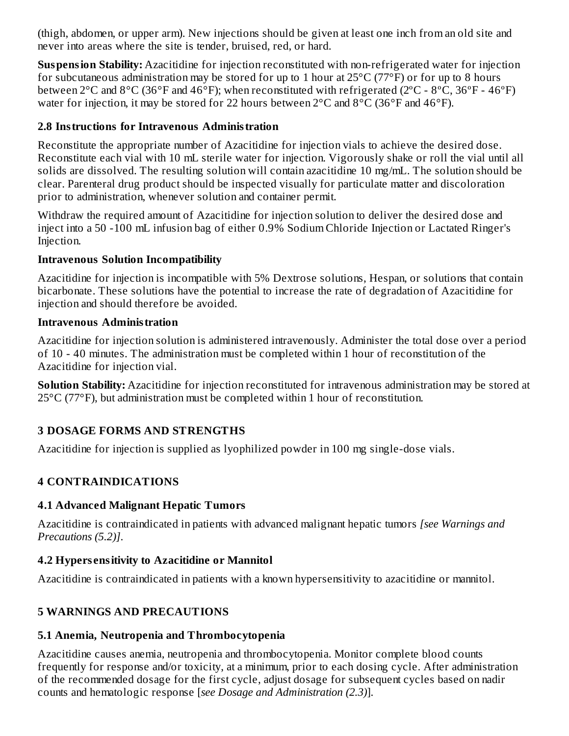(thigh, abdomen, or upper arm). New injections should be given at least one inch from an old site and never into areas where the site is tender, bruised, red, or hard.

**Suspension Stability:** Azacitidine for injection reconstituted with non-refrigerated water for injection for subcutaneous administration may be stored for up to 1 hour at 25°C (77°F) or for up to 8 hours between 2°C and 8°C (36°F and 46°F); when reconstituted with refrigerated (2ºC - 8ºC, 36ºF - 46ºF) water for injection, it may be stored for 22 hours between 2°C and 8°C (36°F and 46°F).

### 2.8 Instructions for Intravenous Administration

Reconstitute the appropriate number of Azacitidine for injection vials to achieve the desired dose. Reconstitute each vial with 10 mL sterile water for injection. Vigorously shake or roll the vial until all solids are dissolved. The resulting solution will contain azacitidine 10 mg/mL. The solution should be clear. Parenteral drug product should be inspected visually for particulate matter and discoloration prior to administration, whenever solution and container permit.

Withdraw the required amount of Azacitidine for injection solution to deliver the desired dose and inject into a 50 -100 mL infusion bag of either 0.9% Sodium Chloride Injection or Lactated Ringer's Injection.

**Intravenous Solution Incompatibility**

Azacitidine for injection is incompatible with 5% Dextrose solutions, Hespan, or solutions that contain bicarbonate. These solutions have the potential to increase the rate of degradation of Azacitidine for injection and should therefore be avoided.

**Intravenous Administration**

Azacitidine for injection solution is administered intravenously. Administer the total dose over a period of 10 - 40 minutes. The administration must be completed within 1 hour of reconstitution of the Azacitidine for injection vial.

**Solution Stability:** Azacitidine for injection reconstituted for intravenous administration may be stored at 25°C (77°F), but administration must be completed within 1 hour of reconstitution.

## 3 DOSAGE FORMS AND STRENGTHS

Azacitidine for injection is supplied as lyophilized powder in 100 mg single-dose vials.

## 4 CONTRAINDICATIONS

### 4.1 Advanced Malignant Hepatic Tumors

Azacitidine is contraindicated in patients with advanced malignant hepatic tumors *[see Warnings and Precautions (5.2)]*.

### 4.2 Hypersensitivity to Azacitidine or Mannitol

Azacitidine is contraindicated in patients with a known hypersensitivity to azacitidine or mannitol.

## 5 WARNINGS AND PRECAUTIONS

### 5.1 Anemia, Neutropenia and Thrombocytopenia

Azacitidine causes anemia, neutropenia and thrombocytopenia. Monitor complete blood counts frequently for response and/or toxicity, at a minimum, prior to each dosing cycle. After administration of the recommended dosage for the first cycle, adjust dosage for subsequent cycles based on nadir counts and hematologic response [*see Dosage and Administration (2.3)*].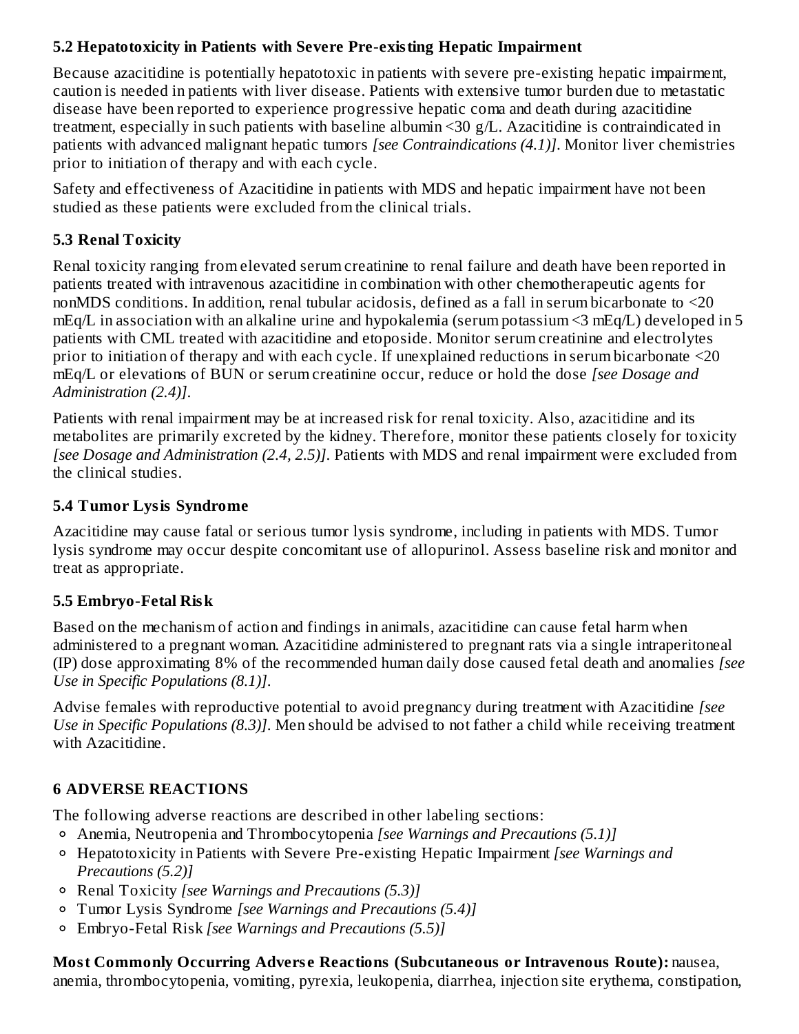### 5.2 Hepatotoxicity in Patients with Severe Pre-existing Hepatic Impairment

Because azacitidine is potentially hepatotoxic in patients with severe pre-existing hepatic impairment, caution is needed in patients with liver disease. Patients with extensive tumor burden due to metastatic disease have been reported to experience progressive hepatic coma and death during azacitidine treatment, especially in such patients with baseline albumin <30 g/L. Azacitidine is contraindicated in patients with advanced malignant hepatic tumors *[see Contraindications (4.1)]*. Monitor liver chemistries prior to initiation of therapy and with each cycle.

Safety and effectiveness of Azacitidine in patients with MDS and hepatic impairment have not been studied as these patients were excluded from the clinical trials.

### 5.3 Renal Toxicity

Renal toxicity ranging from elevated serum creatinine to renal failure and death have been reported in patients treated with intravenous azacitidine in combination with other chemotherapeutic agents for nonMDS conditions. In addition, renal tubular acidosis, defined as a fall in serum bicarbonate to <20 mEq/L in association with an alkaline urine and hypokalemia (serum potassium <3 mEq/L) developed in 5 patients with CML treated with azacitidine and etoposide. Monitor serum creatinine and electrolytes prior to initiation of therapy and with each cycle. If unexplained reductions in serum bicarbonate <20 mEq/L or elevations of BUN or serum creatinine occur, reduce or hold the dose *[see Dosage and Administration (2.4)]*.

Patients with renal impairment may be at increased risk for renal toxicity. Also, azacitidine and its metabolites are primarily excreted by the kidney. Therefore, monitor these patients closely for toxicity *[see Dosage and Administration (2.4, 2.5)]*. Patients with MDS and renal impairment were excluded from the clinical studies.

### 5.4 Tumor Lysis Syndrome

Azacitidine may cause fatal or serious tumor lysis syndrome, including in patients with MDS. Tumor lysis syndrome may occur despite concomitant use of allopurinol. Assess baseline risk and monitor and treat as appropriate.

### 5.5 Embryo-Fetal Risk

Based on the mechanism of action and findings in animals, azacitidine can cause fetal harm when administered to a pregnant woman. Azacitidine administered to pregnant rats via a single intraperitoneal (IP) dose approximating 8% of the recommended human daily dose caused fetal death and anomalies *[see Use in Specific Populations (8.1)]*.

Advise females with reproductive potential to avoid pregnancy during treatment with Azacitidine *[see Use in Specific Populations (8.3)]*. Men should be advised to not father a child while receiving treatment with Azacitidine.

## 6 ADVERSE REACTIONS

The following adverse reactions are described in other labeling sections:

- Anemia, Neutropenia and Thrombocytopenia *[see Warnings and Precautions (5.1)]*
- Hepatotoxicity in Patients with Severe Pre-existing Hepatic Impairment *[see Warnings and Precautions (5.2)]*
- Renal Toxicity *[see Warnings and Precautions (5.3)]*
- Tumor Lysis Syndrome *[see Warnings and Precautions (5.4)]*
- Embryo-Fetal Risk *[see Warnings and Precautions (5.5)]*

**Most Commonly Occurring Adverse Reactions (Subcutaneous or Intravenous Route):** nausea, anemia, thrombocytopenia, vomiting, pyrexia, leukopenia, diarrhea, injection site erythema, constipation,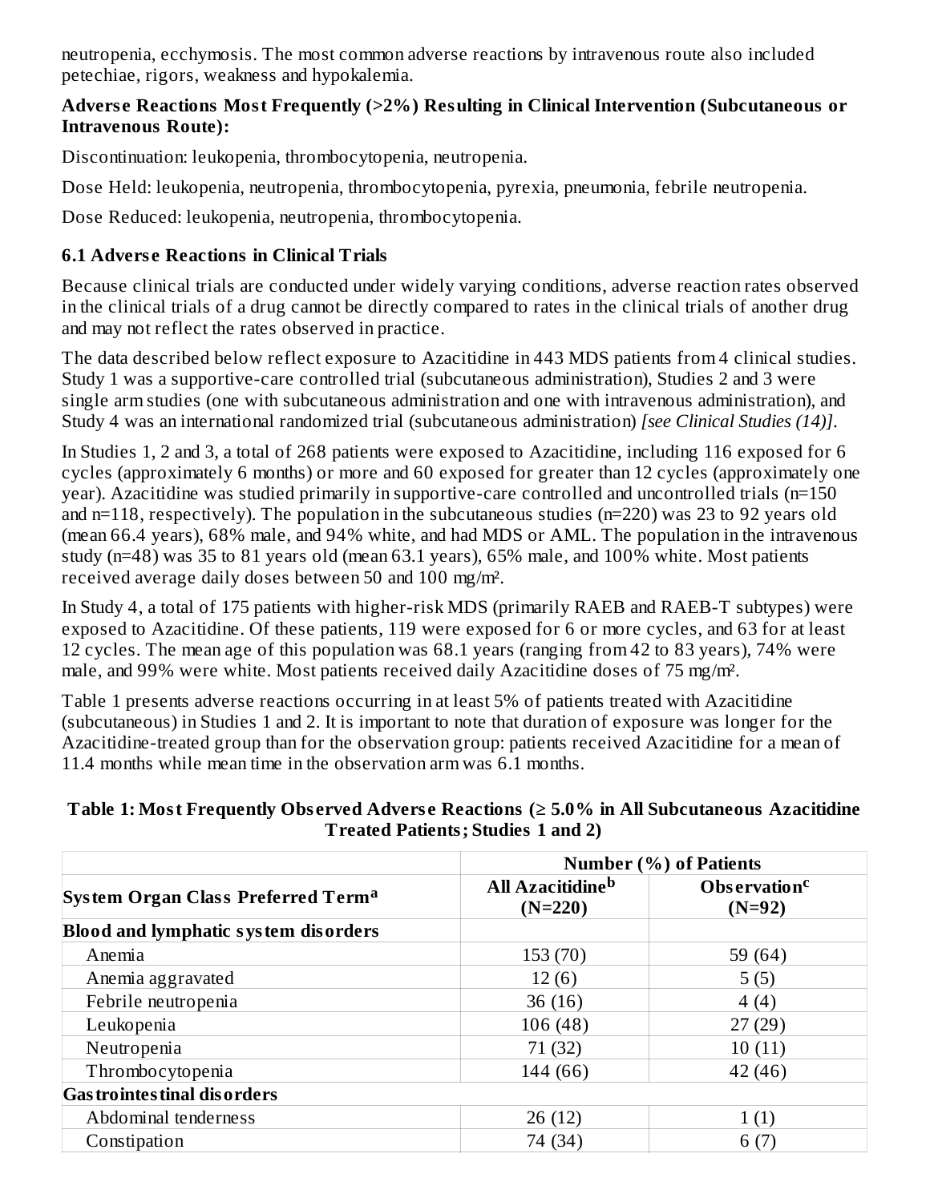neutropenia, ecchymosis. The most common adverse reactions by intravenous route also included petechiae, rigors, weakness and hypokalemia.

**Adverse Reactions Most Frequently (>2%) Resulting in Clinical Intervention (Subcutaneous or Intravenous Route):**

Discontinuation: leukopenia, thrombocytopenia, neutropenia.

Dose Held: leukopenia, neutropenia, thrombocytopenia, pyrexia, pneumonia, febrile neutropenia.

Dose Reduced: leukopenia, neutropenia, thrombocytopenia.

### 6.1 Adverse Reactions in Clinical Trials

Because clinical trials are conducted under widely varying conditions, adverse reaction rates observed in the clinical trials of a drug cannot be directly compared to rates in the clinical trials of another drug and may not reflect the rates observed in practice.

The data described below reflect exposure to Azacitidine in 443 MDS patients from 4 clinical studies. Study 1 was a supportive-care controlled trial (subcutaneous administration), Studies 2 and 3 were single arm studies (one with subcutaneous administration and one with intravenous administration), and Study 4 was an international randomized trial (subcutaneous administration) *[see Clinical Studies (14)]*.

In Studies 1, 2 and 3, a total of 268 patients were exposed to Azacitidine, including 116 exposed for 6 cycles (approximately 6 months) or more and 60 exposed for greater than 12 cycles (approximately one year). Azacitidine was studied primarily in supportive-care controlled and uncontrolled trials (n=150 and n=118, respectively). The population in the subcutaneous studies (n=220) was 23 to 92 years old (mean 66.4 years), 68% male, and 94% white, and had MDS or AML. The population in the intravenous study (n=48) was 35 to 81 years old (mean 63.1 years), 65% male, and 100% white. Most patients received average daily doses between 50 and 100 mg/m².

In Study 4, a total of 175 patients with higher-risk MDS (primarily RAEB and RAEB-T subtypes) were exposed to Azacitidine. Of these patients, 119 were exposed for 6 or more cycles, and 63 for at least 12 cycles. The mean age of this population was 68.1 years (ranging from 42 to 83 years), 74% were male, and 99% were white. Most patients received daily Azacitidine doses of 75 mg/m².

Table 1 presents adverse reactions occurring in at least 5% of patients treated with Azacitidine (subcutaneous) in Studies 1 and 2. It is important to note that duration of exposure was longer for the Azacitidine-treated group than for the observation group: patients received Azacitidine for a mean of 11.4 months while mean time in the observation arm was 6.1 months.

**Table 1: Most Frequently Observed Adverse Reactions (≥ 5.0% in All Subcutaneous Azacitidine Treated Patients; Studies 1 and 2)**

| | Number (%) of Patients | |
|---|---|---|
| **System Organ Class Preferred Term[a]** | **All Azacitidine[b] (N=220)** | **Observation[c] (N=92)** |
| **Blood and lymphatic system disorders** | | |
| Anemia | 153 (70) | 59 (64) |
| Anemia aggravated | 12 (6) | 5 (5) |
| Febrile neutropenia | 36 (16) | 4 (4) |
| Leukopenia | 106 (48) | 27 (29) |
| Neutropenia | 71 (32) | 10 (11) |
| Thrombocytopenia | 144 (66) | 42 (46) |
| **Gastrointestinal disorders** | | |
| Abdominal tenderness | 26 (12) | 1 (1) |
| Constipation | 74 (34) | 6 (7) |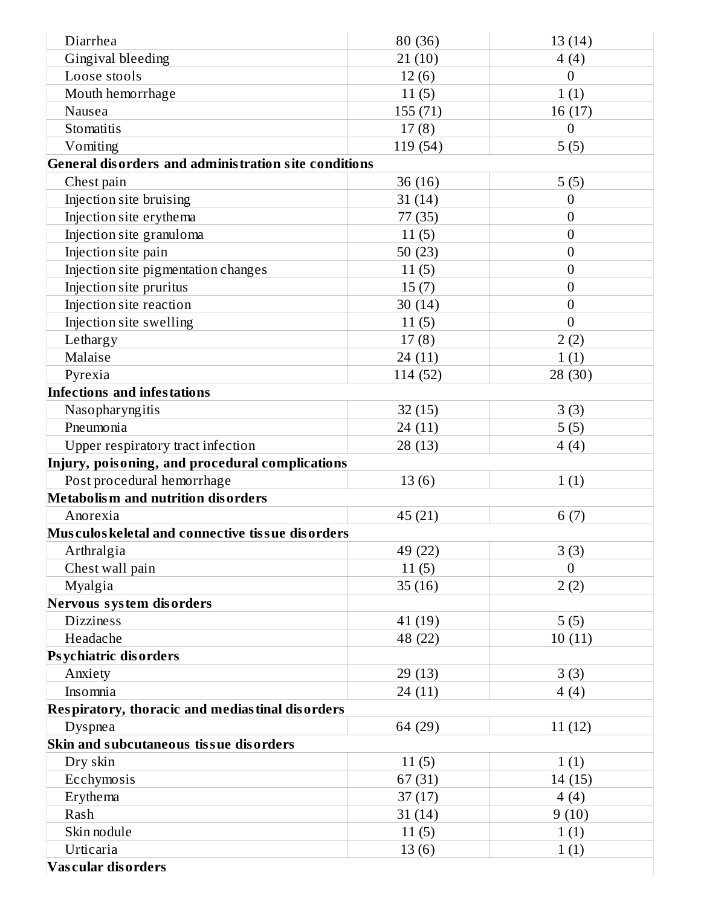| | | |
|---|---|---|
| Diarrhea | 80 (36) | 13 (14) |
| Gingival bleeding | 21 (10) | 4 (4) |
| Loose stools | 12 (6) | 0 |
| Mouth hemorrhage | 11 (5) | 1 (1) |
| Nausea | 155 (71) | 16 (17) |
| Stomatitis | 17 (8) | 0 |
| Vomiting | 119 (54) | 5 (5) |
| **General disorders and administration site conditions** | | |
| Chest pain | 36 (16) | 5 (5) |
| Injection site bruising | 31 (14) | 0 |
| Injection site erythema | 77 (35) | 0 |
| Injection site granuloma | 11 (5) | 0 |
| Injection site pain | 50 (23) | 0 |
| Injection site pigmentation changes | 11 (5) | 0 |
| Injection site pruritus | 15 (7) | 0 |
| Injection site reaction | 30 (14) | 0 |
| Injection site swelling | 11 (5) | 0 |
| Lethargy | 17 (8) | 2 (2) |
| Malaise | 24 (11) | 1 (1) |
| Pyrexia | 114 (52) | 28 (30) |
| **Infections and infestations** | | |
| Nasopharyngitis | 32 (15) | 3 (3) |
| Pneumonia | 24 (11) | 5 (5) |
| Upper respiratory tract infection | 28 (13) | 4 (4) |
| **Injury, poisoning, and procedural complications** | | |
| Post procedural hemorrhage | 13 (6) | 1 (1) |
| **Metabolism and nutrition disorders** | | |
| Anorexia | 45 (21) | 6 (7) |
| **Musculoskeletal and connective tissue disorders** | | |
| Arthralgia | 49 (22) | 3 (3) |
| Chest wall pain | 11 (5) | 0 |
| Myalgia | 35 (16) | 2 (2) |
| **Nervous system disorders** | | |
| Dizziness | 41 (19) | 5 (5) |
| Headache | 48 (22) | 10 (11) |
| **Psychiatric disorders** | | |
| Anxiety | 29 (13) | 3 (3) |
| Insomnia | 24 (11) | 4 (4) |
| **Respiratory, thoracic and mediastinal disorders** | | |
| Dyspnea | 64 (29) | 11 (12) |
| **Skin and subcutaneous tissue disorders** | | |
| Dry skin | 11 (5) | 1 (1) |
| Ecchymosis | 67 (31) | 14 (15) |
| Erythema | 37 (17) | 4 (4) |
| Rash | 31 (14) | 9 (10) |
| Skin nodule | 11 (5) | 1 (1) |
| Urticaria | 13 (6) | 1 (1) |
| **Vascular disorders** | | |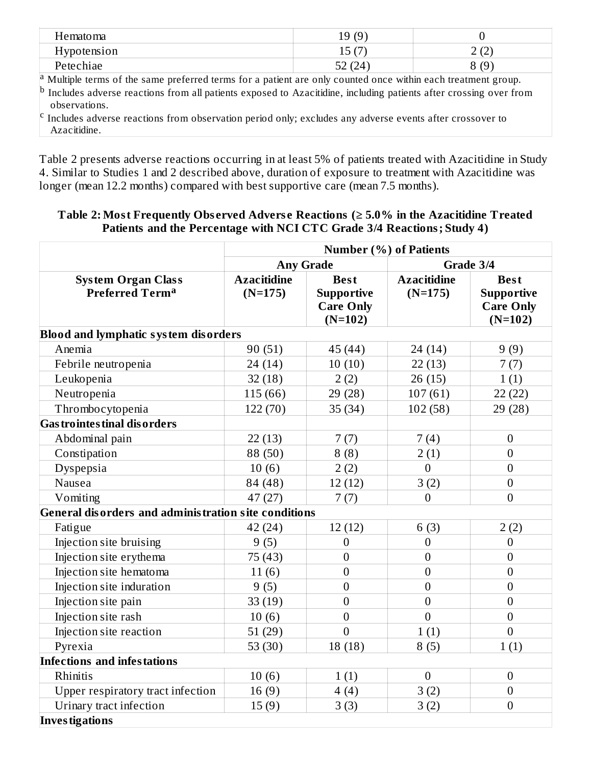| Hematoma | 19 (9) | 0 |
|---|---|---|
| Hypotension | 15 (7) | 2 (2) |
| Petechiae | 52 (24) | 8 (9) |

[a] Multiple terms of the same preferred terms for a patient are only counted once within each treatment group.

[b] Includes adverse reactions from all patients exposed to Azacitidine, including patients after crossing over from observations.

[c] Includes adverse reactions from observation period only; excludes any adverse events after crossover to Azacitidine.

Table 2 presents adverse reactions occurring in at least 5% of patients treated with Azacitidine in Study 4. Similar to Studies 1 and 2 described above, duration of exposure to treatment with Azacitidine was longer (mean 12.2 months) compared with best supportive care (mean 7.5 months).

**Table 2: Most Frequently Observed Adverse Reactions (≥ 5.0% in the Azacitidine Treated Patients and the Percentage with NCI CTC Grade 3/4 Reactions; Study 4)**

| | Number (%) of Patients | | | |
|---|---|---|---|---|
| | Any Grade | | Grade 3/4 | |
| **System Organ Class Preferred Term[a]** | **Azacitidine (N=175)** | **Best Supportive Care Only (N=102)** | **Azacitidine (N=175)** | **Best Supportive Care Only (N=102)** |
| **Blood and lymphatic system disorders** | | | | |
| Anemia | 90 (51) | 45 (44) | 24 (14) | 9 (9) |
| Febrile neutropenia | 24 (14) | 10 (10) | 22 (13) | 7 (7) |
| Leukopenia | 32 (18) | 2 (2) | 26 (15) | 1 (1) |
| Neutropenia | 115 (66) | 29 (28) | 107 (61) | 22 (22) |
| Thrombocytopenia | 122 (70) | 35 (34) | 102 (58) | 29 (28) |
| **Gastrointestinal disorders** | | | | |
| Abdominal pain | 22 (13) | 7 (7) | 7 (4) | 0 |
| Constipation | 88 (50) | 8 (8) | 2 (1) | 0 |
| Dyspepsia | 10 (6) | 2 (2) | 0 | 0 |
| Nausea | 84 (48) | 12 (12) | 3 (2) | 0 |
| Vomiting | 47 (27) | 7 (7) | 0 | 0 |
| **General disorders and administration site conditions** | | | | |
| Fatigue | 42 (24) | 12 (12) | 6 (3) | 2 (2) |
| Injection site bruising | 9 (5) | 0 | 0 | 0 |
| Injection site erythema | 75 (43) | 0 | 0 | 0 |
| Injection site hematoma | 11 (6) | 0 | 0 | 0 |
| Injection site induration | 9 (5) | 0 | 0 | 0 |
| Injection site pain | 33 (19) | 0 | 0 | 0 |
| Injection site rash | 10 (6) | 0 | 0 | 0 |
| Injection site reaction | 51 (29) | 0 | 1 (1) | 0 |
| Pyrexia | 53 (30) | 18 (18) | 8 (5) | 1 (1) |
| **Infections and infestations** | | | | |
| Rhinitis | 10 (6) | 1 (1) | 0 | 0 |
| Upper respiratory tract infection | 16 (9) | 4 (4) | 3 (2) | 0 |
| Urinary tract infection | 15 (9) | 3 (3) | 3 (2) | 0 |
| **Investigations** | | | | |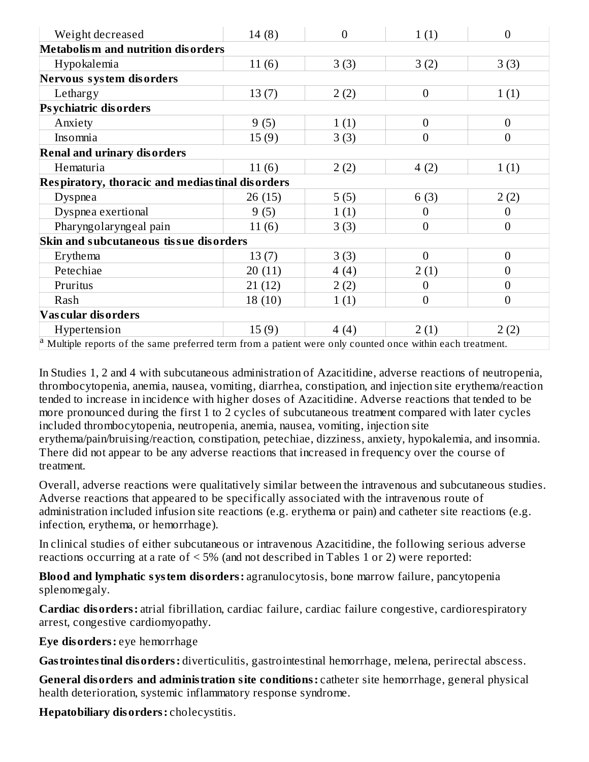| | | | | |
|---|---|---|---|---|
| Weight decreased | 14 (8) | 0 | 1 (1) | 0 |
| **Metabolism and nutrition disorders** | | | | |
| Hypokalemia | 11 (6) | 3 (3) | 3 (2) | 3 (3) |
| **Nervous system disorders** | | | | |
| Lethargy | 13 (7) | 2 (2) | 0 | 1 (1) |
| **Psychiatric disorders** | | | | |
| Anxiety | 9 (5) | 1 (1) | 0 | 0 |
| Insomnia | 15 (9) | 3 (3) | 0 | 0 |
| **Renal and urinary disorders** | | | | |
| Hematuria | 11 (6) | 2 (2) | 4 (2) | 1 (1) |
| **Respiratory, thoracic and mediastinal disorders** | | | | |
| Dyspnea | 26 (15) | 5 (5) | 6 (3) | 2 (2) |
| Dyspnea exertional | 9 (5) | 1 (1) | 0 | 0 |
| Pharyngolaryngeal pain | 11 (6) | 3 (3) | 0 | 0 |
| **Skin and subcutaneous tissue disorders** | | | | |
| Erythema | 13 (7) | 3 (3) | 0 | 0 |
| Petechiae | 20 (11) | 4 (4) | 2 (1) | 0 |
| Pruritus | 21 (12) | 2 (2) | 0 | 0 |
| Rash | 18 (10) | 1 (1) | 0 | 0 |
| **Vascular disorders** | | | | |
| Hypertension | 15 (9) | 4 (4) | 2 (1) | 2 (2) |

[a] Multiple reports of the same preferred term from a patient were only counted once within each treatment.

In Studies 1, 2 and 4 with subcutaneous administration of Azacitidine, adverse reactions of neutropenia, thrombocytopenia, anemia, nausea, vomiting, diarrhea, constipation, and injection site erythema/reaction tended to increase in incidence with higher doses of Azacitidine. Adverse reactions that tended to be more pronounced during the first 1 to 2 cycles of subcutaneous treatment compared with later cycles included thrombocytopenia, neutropenia, anemia, nausea, vomiting, injection site erythema/pain/bruising/reaction, constipation, petechiae, dizziness, anxiety, hypokalemia, and insomnia. There did not appear to be any adverse reactions that increased in frequency over the course of treatment.

Overall, adverse reactions were qualitatively similar between the intravenous and subcutaneous studies. Adverse reactions that appeared to be specifically associated with the intravenous route of administration included infusion site reactions (e.g. erythema or pain) and catheter site reactions (e.g. infection, erythema, or hemorrhage).

In clinical studies of either subcutaneous or intravenous Azacitidine, the following serious adverse reactions occurring at a rate of < 5% (and not described in Tables 1 or 2) were reported:

**Blood and lymphatic system disorders:** agranulocytosis, bone marrow failure, pancytopenia splenomegaly.

**Cardiac disorders:** atrial fibrillation, cardiac failure, cardiac failure congestive, cardiorespiratory arrest, congestive cardiomyopathy.

**Eye disorders:** eye hemorrhage

**Gastrointestinal disorders:** diverticulitis, gastrointestinal hemorrhage, melena, perirectal abscess.

**General disorders and administration site conditions:** catheter site hemorrhage, general physical health deterioration, systemic inflammatory response syndrome.

**Hepatobiliary disorders:** cholecystitis.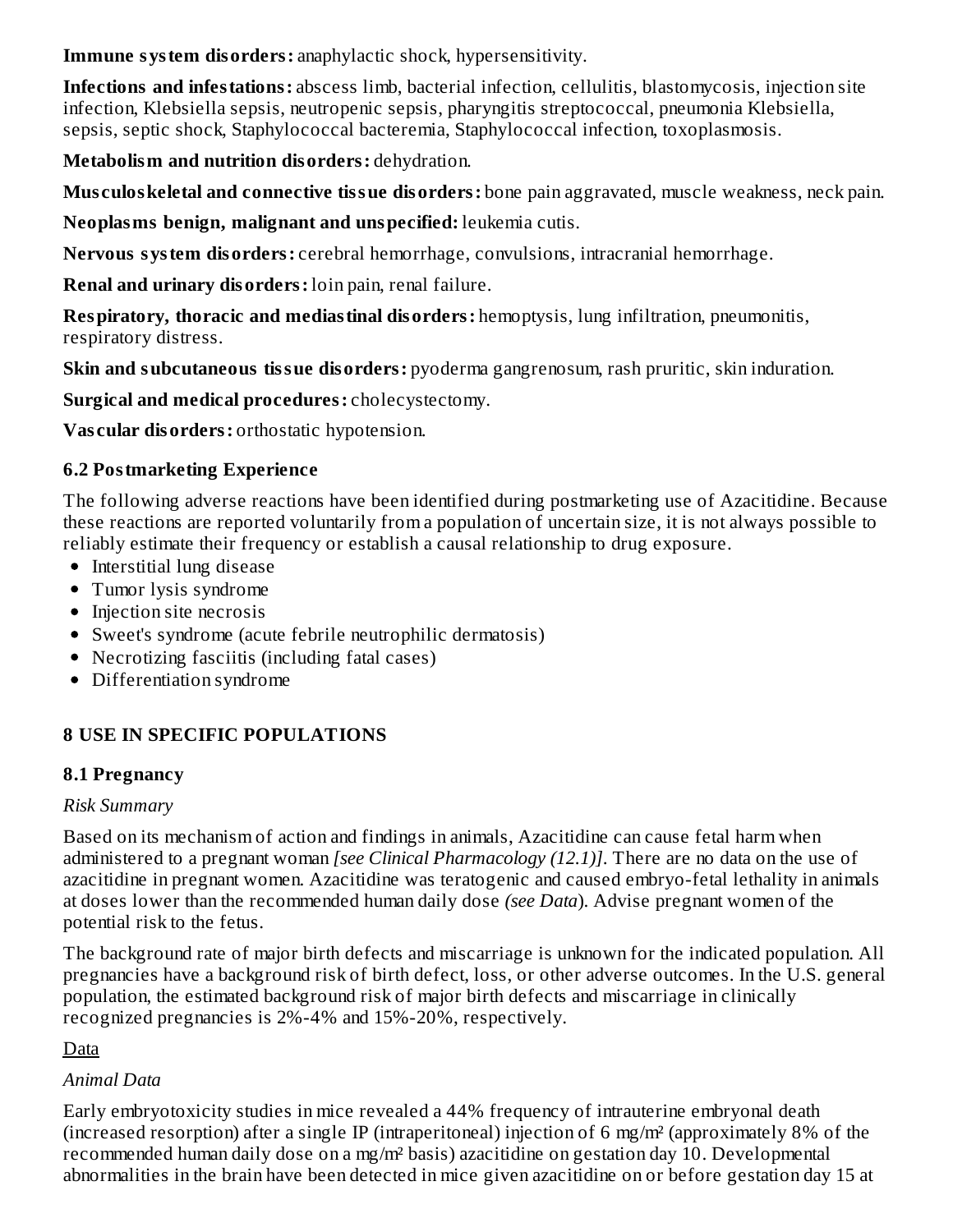**Immune system disorders:** anaphylactic shock, hypersensitivity.

**Infections and infestations:** abscess limb, bacterial infection, cellulitis, blastomycosis, injection site infection, Klebsiella sepsis, neutropenic sepsis, pharyngitis streptococcal, pneumonia Klebsiella, sepsis, septic shock, Staphylococcal bacteremia, Staphylococcal infection, toxoplasmosis.

**Metabolism and nutrition disorders:** dehydration.

**Musculoskeletal and connective tissue disorders:** bone pain aggravated, muscle weakness, neck pain.

**Neoplasms benign, malignant and unspecified:** leukemia cutis.

**Nervous system disorders:** cerebral hemorrhage, convulsions, intracranial hemorrhage.

**Renal and urinary disorders:** loin pain, renal failure.

**Respiratory, thoracic and mediastinal disorders:** hemoptysis, lung infiltration, pneumonitis, respiratory distress.

**Skin and subcutaneous tissue disorders:** pyoderma gangrenosum, rash pruritic, skin induration.

**Surgical and medical procedures:** cholecystectomy.

**Vascular disorders:** orthostatic hypotension.

### 6.2 Postmarketing Experience

The following adverse reactions have been identified during postmarketing use of Azacitidine. Because these reactions are reported voluntarily from a population of uncertain size, it is not always possible to reliably estimate their frequency or establish a causal relationship to drug exposure.

- Interstitial lung disease
- Tumor lysis syndrome
- Injection site necrosis
- Sweet's syndrome (acute febrile neutrophilic dermatosis)
- Necrotizing fasciitis (including fatal cases)
- Differentiation syndrome

## 8 USE IN SPECIFIC POPULATIONS

### 8.1 Pregnancy

*Risk Summary*

Based on its mechanism of action and findings in animals, Azacitidine can cause fetal harm when administered to a pregnant woman *[see Clinical Pharmacology (12.1)]*. There are no data on the use of azacitidine in pregnant women. Azacitidine was teratogenic and caused embryo-fetal lethality in animals at doses lower than the recommended human daily dose *(see Data)*. Advise pregnant women of the potential risk to the fetus.

The background rate of major birth defects and miscarriage is unknown for the indicated population. All pregnancies have a background risk of birth defect, loss, or other adverse outcomes. In the U.S. general population, the estimated background risk of major birth defects and miscarriage in clinically recognized pregnancies is 2%-4% and 15%-20%, respectively.

<u>Data</u>

*Animal Data*

Early embryotoxicity studies in mice revealed a 44% frequency of intrauterine embryonal death (increased resorption) after a single IP (intraperitoneal) injection of 6 mg/m² (approximately 8% of the recommended human daily dose on a mg/m² basis) azacitidine on gestation day 10. Developmental abnormalities in the brain have been detected in mice given azacitidine on or before gestation day 15 at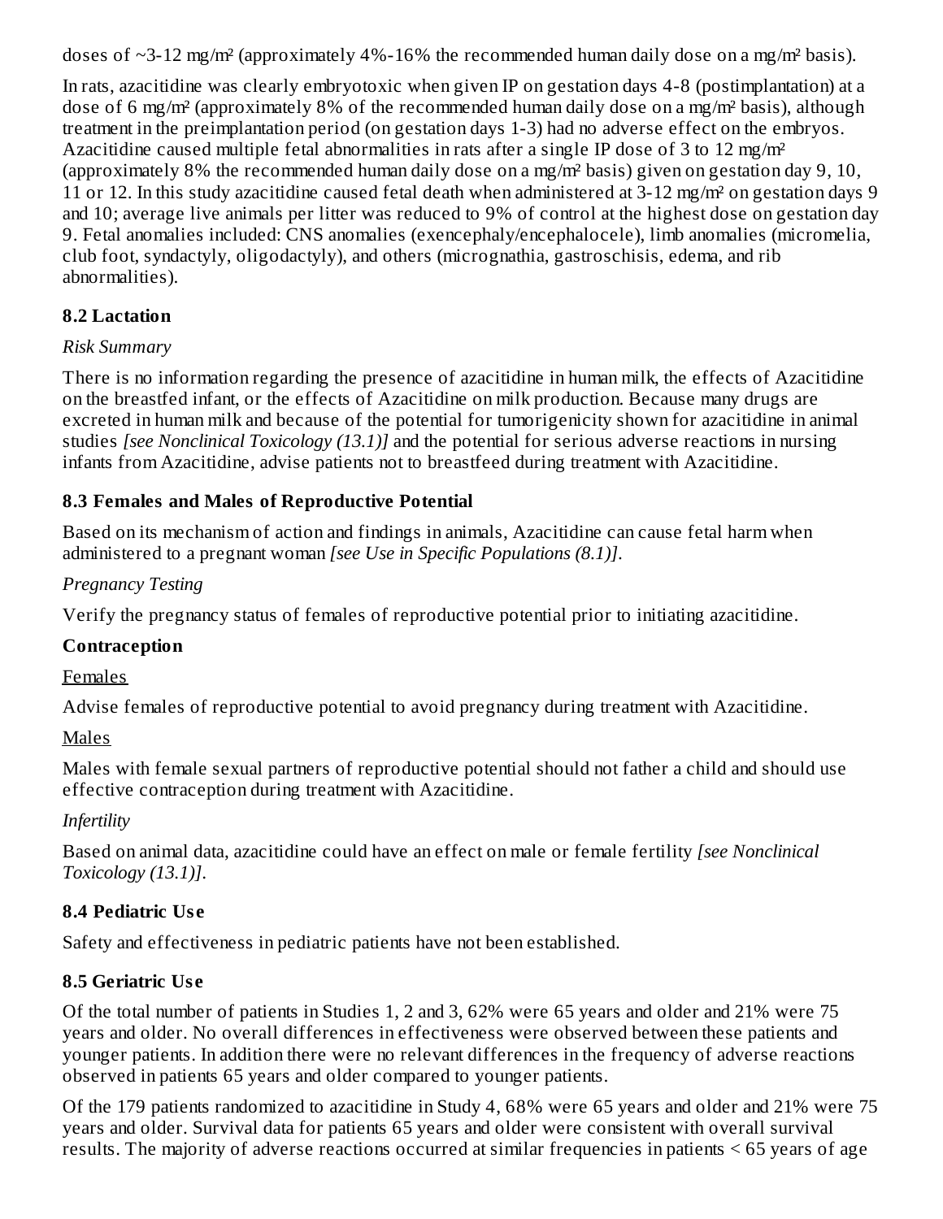doses of ~3-12 mg/m² (approximately 4%-16% the recommended human daily dose on a mg/m² basis).

In rats, azacitidine was clearly embryotoxic when given IP on gestation days 4-8 (postimplantation) at a dose of 6 mg/m² (approximately 8% of the recommended human daily dose on a mg/m² basis), although treatment in the preimplantation period (on gestation days 1-3) had no adverse effect on the embryos. Azacitidine caused multiple fetal abnormalities in rats after a single IP dose of 3 to 12 mg/m² (approximately 8% the recommended human daily dose on a mg/m² basis) given on gestation day 9, 10, 11 or 12. In this study azacitidine caused fetal death when administered at 3-12 mg/m² on gestation days 9 and 10; average live animals per litter was reduced to 9% of control at the highest dose on gestation day 9. Fetal anomalies included: CNS anomalies (exencephaly/encephalocele), limb anomalies (micromelia, club foot, syndactyly, oligodactyly), and others (micrognathia, gastroschisis, edema, and rib abnormalities).

### 8.2 Lactation

*Risk Summary*

There is no information regarding the presence of azacitidine in human milk, the effects of Azacitidine on the breastfed infant, or the effects of Azacitidine on milk production. Because many drugs are excreted in human milk and because of the potential for tumorigenicity shown for azacitidine in animal studies *[see Nonclinical Toxicology (13.1)]* and the potential for serious adverse reactions in nursing infants from Azacitidine, advise patients not to breastfeed during treatment with Azacitidine.

### 8.3 Females and Males of Reproductive Potential

Based on its mechanism of action and findings in animals, Azacitidine can cause fetal harm when administered to a pregnant woman *[see Use in Specific Populations (8.1)]*.

*Pregnancy Testing*

Verify the pregnancy status of females of reproductive potential prior to initiating azacitidine.

**Contraception**

Females

Advise females of reproductive potential to avoid pregnancy during treatment with Azacitidine.

Males

Males with female sexual partners of reproductive potential should not father a child and should use effective contraception during treatment with Azacitidine.

*Infertility*

Based on animal data, azacitidine could have an effect on male or female fertility *[see Nonclinical Toxicology (13.1)]*.

### 8.4 Pediatric Use

Safety and effectiveness in pediatric patients have not been established.

### 8.5 Geriatric Use

Of the total number of patients in Studies 1, 2 and 3, 62% were 65 years and older and 21% were 75 years and older. No overall differences in effectiveness were observed between these patients and younger patients. In addition there were no relevant differences in the frequency of adverse reactions observed in patients 65 years and older compared to younger patients.

Of the 179 patients randomized to azacitidine in Study 4, 68% were 65 years and older and 21% were 75 years and older. Survival data for patients 65 years and older were consistent with overall survival results. The majority of adverse reactions occurred at similar frequencies in patients < 65 years of age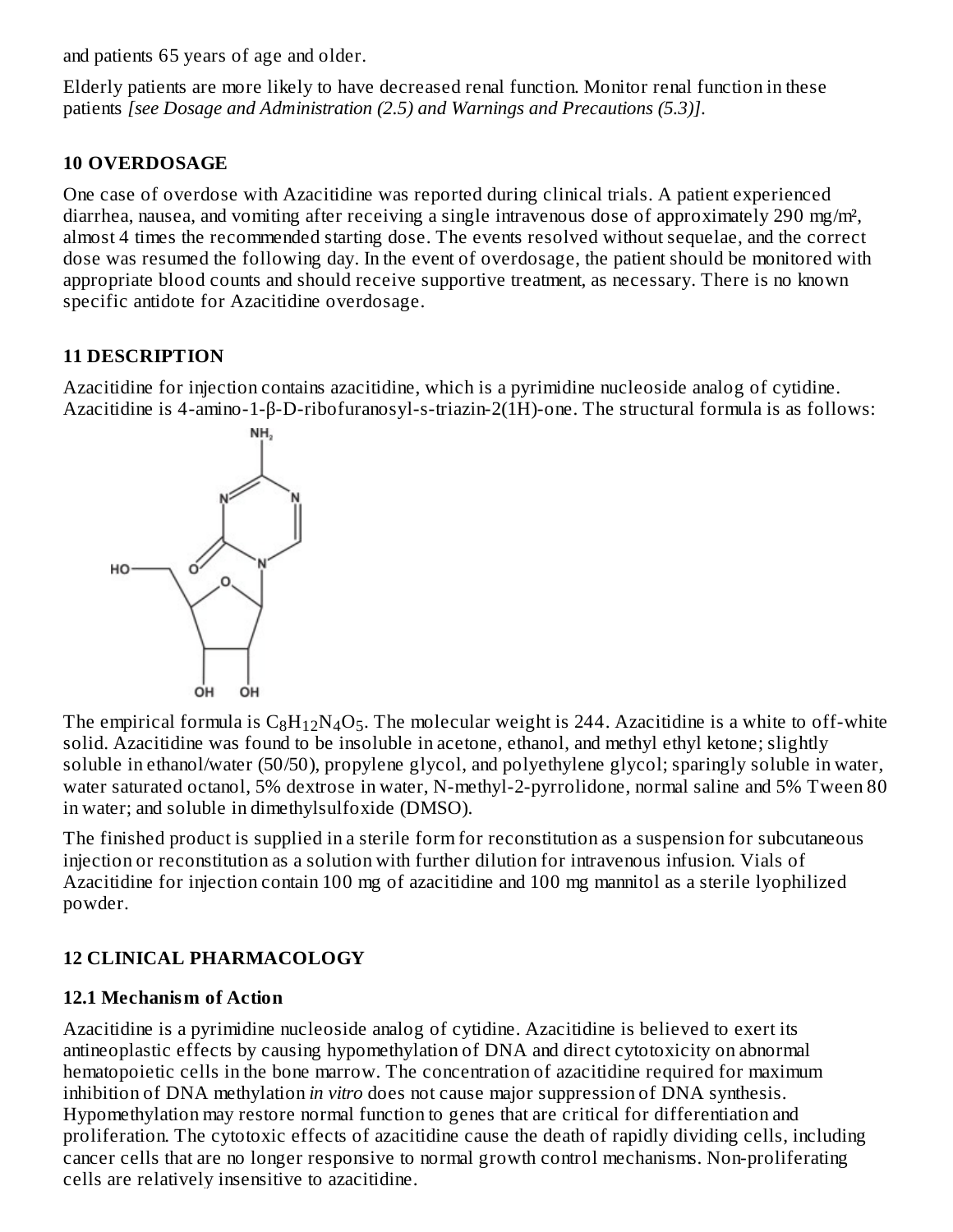and patients 65 years of age and older.

Elderly patients are more likely to have decreased renal function. Monitor renal function in these patients *[see Dosage and Administration (2.5) and Warnings and Precautions (5.3)]*.

## 10 OVERDOSAGE

One case of overdose with Azacitidine was reported during clinical trials. A patient experienced diarrhea, nausea, and vomiting after receiving a single intravenous dose of approximately 290 mg/m², almost 4 times the recommended starting dose. The events resolved without sequelae, and the correct dose was resumed the following day. In the event of overdosage, the patient should be monitored with appropriate blood counts and should receive supportive treatment, as necessary. There is no known specific antidote for Azacitidine overdosage.

## 11 DESCRIPTION

Azacitidine for injection contains azacitidine, which is a pyrimidine nucleoside analog of cytidine. Azacitidine is 4-amino-1-β-D-ribofuranosyl-s-triazin-2(1H)-one. The structural formula is as follows:

The empirical formula is $C_8H_{12}N_4O_5$. The molecular weight is 244. Azacitidine is a white to off-white solid. Azacitidine was found to be insoluble in acetone, ethanol, and methyl ethyl ketone; slightly soluble in ethanol/water (50/50), propylene glycol, and polyethylene glycol; sparingly soluble in water, water saturated octanol, 5% dextrose in water, N-methyl-2-pyrrolidone, normal saline and 5% Tween 80 in water; and soluble in dimethylsulfoxide (DMSO).

The finished product is supplied in a sterile form for reconstitution as a suspension for subcutaneous injection or reconstitution as a solution with further dilution for intravenous infusion. Vials of Azacitidine for injection contain 100 mg of azacitidine and 100 mg mannitol as a sterile lyophilized powder.

## 12 CLINICAL PHARMACOLOGY

### 12.1 Mechanism of Action

Azacitidine is a pyrimidine nucleoside analog of cytidine. Azacitidine is believed to exert its antineoplastic effects by causing hypomethylation of DNA and direct cytotoxicity on abnormal hematopoietic cells in the bone marrow. The concentration of azacitidine required for maximum inhibition of DNA methylation *in vitro* does not cause major suppression of DNA synthesis. Hypomethylation may restore normal function to genes that are critical for differentiation and proliferation. The cytotoxic effects of azacitidine cause the death of rapidly dividing cells, including cancer cells that are no longer responsive to normal growth control mechanisms. Non-proliferating cells are relatively insensitive to azacitidine.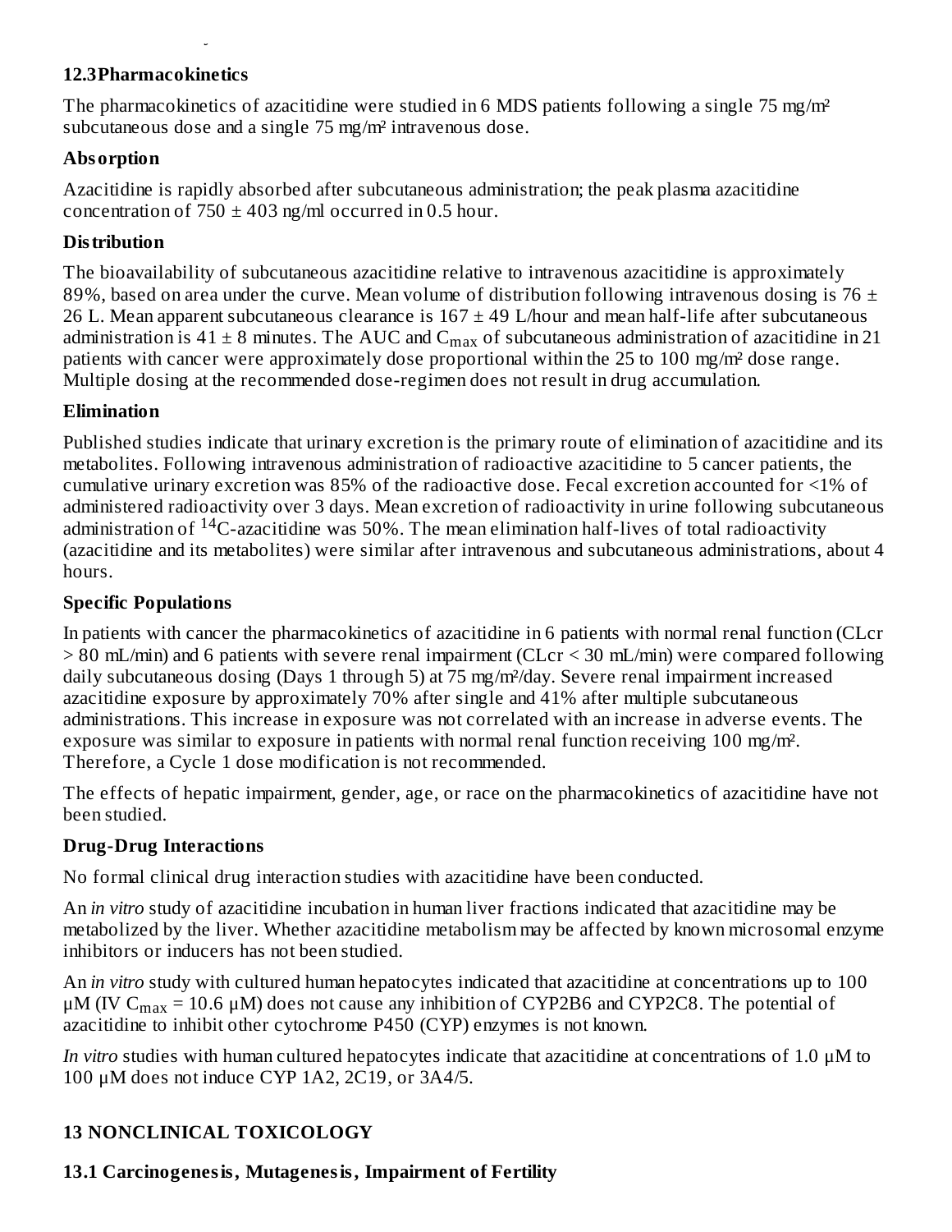### 12.3 Pharmacokinetics

The pharmacokinetics of azacitidine were studied in 6 MDS patients following a single 75 mg/m² subcutaneous dose and a single 75 mg/m² intravenous dose.

#### Absorption

Azacitidine is rapidly absorbed after subcutaneous administration; the peak plasma azacitidine concentration of 750 ± 403 ng/ml occurred in 0.5 hour.

#### Distribution

The bioavailability of subcutaneous azacitidine relative to intravenous azacitidine is approximately 89%, based on area under the curve. Mean volume of distribution following intravenous dosing is 76 ± 26 L. Mean apparent subcutaneous clearance is 167 ± 49 L/hour and mean half-life after subcutaneous administration is 41 ± 8 minutes. The AUC and $C_{max}$ of subcutaneous administration of azacitidine in 21 patients with cancer were approximately dose proportional within the 25 to 100 mg/m² dose range. Multiple dosing at the recommended dose-regimen does not result in drug accumulation.

#### Elimination

Published studies indicate that urinary excretion is the primary route of elimination of azacitidine and its metabolites. Following intravenous administration of radioactive azacitidine to 5 cancer patients, the cumulative urinary excretion was 85% of the radioactive dose. Fecal excretion accounted for <1% of administered radioactivity over 3 days. Mean excretion of radioactivity in urine following subcutaneous administration of $^{14}C$-azacitidine was 50%. The mean elimination half-lives of total radioactivity (azacitidine and its metabolites) were similar after intravenous and subcutaneous administrations, about 4 hours.

#### Specific Populations

In patients with cancer the pharmacokinetics of azacitidine in 6 patients with normal renal function (CLcr > 80 mL/min) and 6 patients with severe renal impairment (CLcr < 30 mL/min) were compared following daily subcutaneous dosing (Days 1 through 5) at 75 mg/m²/day. Severe renal impairment increased azacitidine exposure by approximately 70% after single and 41% after multiple subcutaneous administrations. This increase in exposure was not correlated with an increase in adverse events. The exposure was similar to exposure in patients with normal renal function receiving 100 mg/m². Therefore, a Cycle 1 dose modification is not recommended.

The effects of hepatic impairment, gender, age, or race on the pharmacokinetics of azacitidine have not been studied.

#### Drug-Drug Interactions

No formal clinical drug interaction studies with azacitidine have been conducted.

An *in vitro* study of azacitidine incubation in human liver fractions indicated that azacitidine may be metabolized by the liver. Whether azacitidine metabolism may be affected by known microsomal enzyme inhibitors or inducers has not been studied.

An *in vitro* study with cultured human hepatocytes indicated that azacitidine at concentrations up to 100 µM (IV $C_{max}$ = 10.6 µM) does not cause any inhibition of CYP2B6 and CYP2C8. The potential of azacitidine to inhibit other cytochrome P450 (CYP) enzymes is not known.

*In vitro* studies with human cultured hepatocytes indicate that azacitidine at concentrations of 1.0 µM to 100 µM does not induce CYP 1A2, 2C19, or 3A4/5.

## 13 NONCLINICAL TOXICOLOGY

### 13.1 Carcinogenesis, Mutagenesis, Impairment of Fertility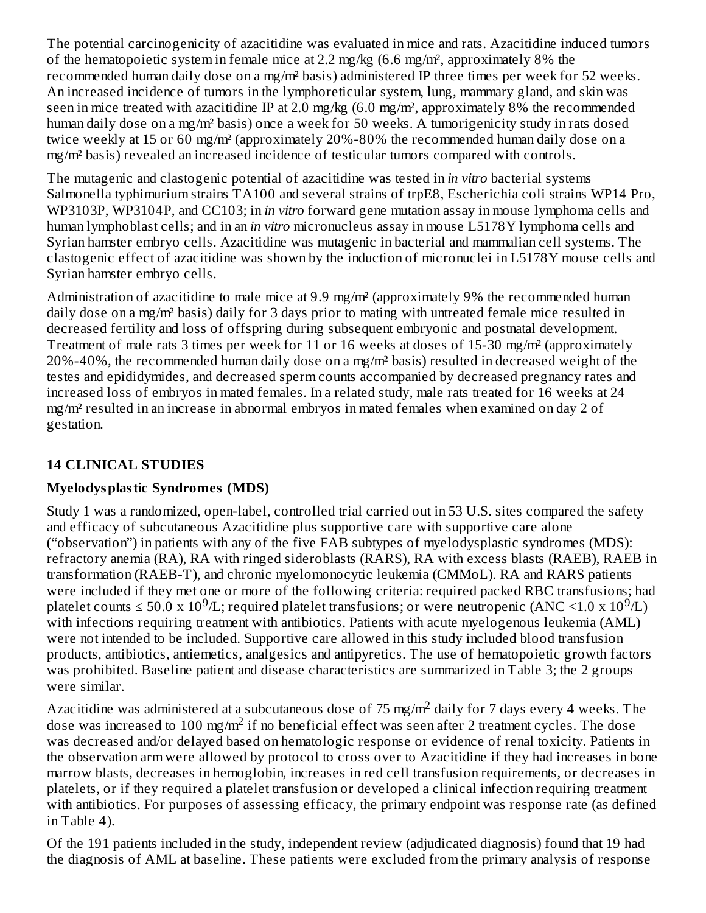The potential carcinogenicity of azacitidine was evaluated in mice and rats. Azacitidine induced tumors of the hematopoietic system in female mice at 2.2 mg/kg (6.6 mg/m², approximately 8% the recommended human daily dose on a mg/m² basis) administered IP three times per week for 52 weeks. An increased incidence of tumors in the lymphoreticular system, lung, mammary gland, and skin was seen in mice treated with azacitidine IP at 2.0 mg/kg (6.0 mg/m², approximately 8% the recommended human daily dose on a mg/m² basis) once a week for 50 weeks. A tumorigenicity study in rats dosed twice weekly at 15 or 60 mg/m² (approximately 20%-80% the recommended human daily dose on a mg/m² basis) revealed an increased incidence of testicular tumors compared with controls.

The mutagenic and clastogenic potential of azacitidine was tested in *in vitro* bacterial systems Salmonella typhimurium strains TA100 and several strains of trpE8, Escherichia coli strains WP14 Pro, WP3103P, WP3104P, and CC103; in *in vitro* forward gene mutation assay in mouse lymphoma cells and human lymphoblast cells; and in an *in vitro* micronucleus assay in mouse L5178Y lymphoma cells and Syrian hamster embryo cells. Azacitidine was mutagenic in bacterial and mammalian cell systems. The clastogenic effect of azacitidine was shown by the induction of micronuclei in L5178Y mouse cells and Syrian hamster embryo cells.

Administration of azacitidine to male mice at 9.9 mg/m² (approximately 9% the recommended human daily dose on a mg/m² basis) daily for 3 days prior to mating with untreated female mice resulted in decreased fertility and loss of offspring during subsequent embryonic and postnatal development. Treatment of male rats 3 times per week for 11 or 16 weeks at doses of 15-30 mg/m² (approximately 20%-40%, the recommended human daily dose on a mg/m² basis) resulted in decreased weight of the testes and epididymides, and decreased sperm counts accompanied by decreased pregnancy rates and increased loss of embryos in mated females. In a related study, male rats treated for 16 weeks at 24 mg/m² resulted in an increase in abnormal embryos in mated females when examined on day 2 of gestation.

## 14 CLINICAL STUDIES

### Myelodysplastic Syndromes (MDS)

Study 1 was a randomized, open-label, controlled trial carried out in 53 U.S. sites compared the safety and efficacy of subcutaneous Azacitidine plus supportive care with supportive care alone ("observation") in patients with any of the five FAB subtypes of myelodysplastic syndromes (MDS): refractory anemia (RA), RA with ringed sideroblasts (RARS), RA with excess blasts (RAEB), RAEB in transformation (RAEB-T), and chronic myelomonocytic leukemia (CMMoL). RA and RARS patients were included if they met one or more of the following criteria: required packed RBC transfusions; had platelet counts $\leq 50.0 \times 10^9$/L; required platelet transfusions; or were neutropenic (ANC $<1.0 \times 10^9$/L) with infections requiring treatment with antibiotics. Patients with acute myelogenous leukemia (AML) were not intended to be included. Supportive care allowed in this study included blood transfusion products, antibiotics, antiemetics, analgesics and antipyretics. The use of hematopoietic growth factors was prohibited. Baseline patient and disease characteristics are summarized in Table 3; the 2 groups were similar.

Azacitidine was administered at a subcutaneous dose of 75 mg/m$^2$ daily for 7 days every 4 weeks. The dose was increased to 100 mg/m$^2$ if no beneficial effect was seen after 2 treatment cycles. The dose was decreased and/or delayed based on hematologic response or evidence of renal toxicity. Patients in the observation arm were allowed by protocol to cross over to Azacitidine if they had increases in bone marrow blasts, decreases in hemoglobin, increases in red cell transfusion requirements, or decreases in platelets, or if they required a platelet transfusion or developed a clinical infection requiring treatment with antibiotics. For purposes of assessing efficacy, the primary endpoint was response rate (as defined in Table 4).

Of the 191 patients included in the study, independent review (adjudicated diagnosis) found that 19 had the diagnosis of AML at baseline. These patients were excluded from the primary analysis of response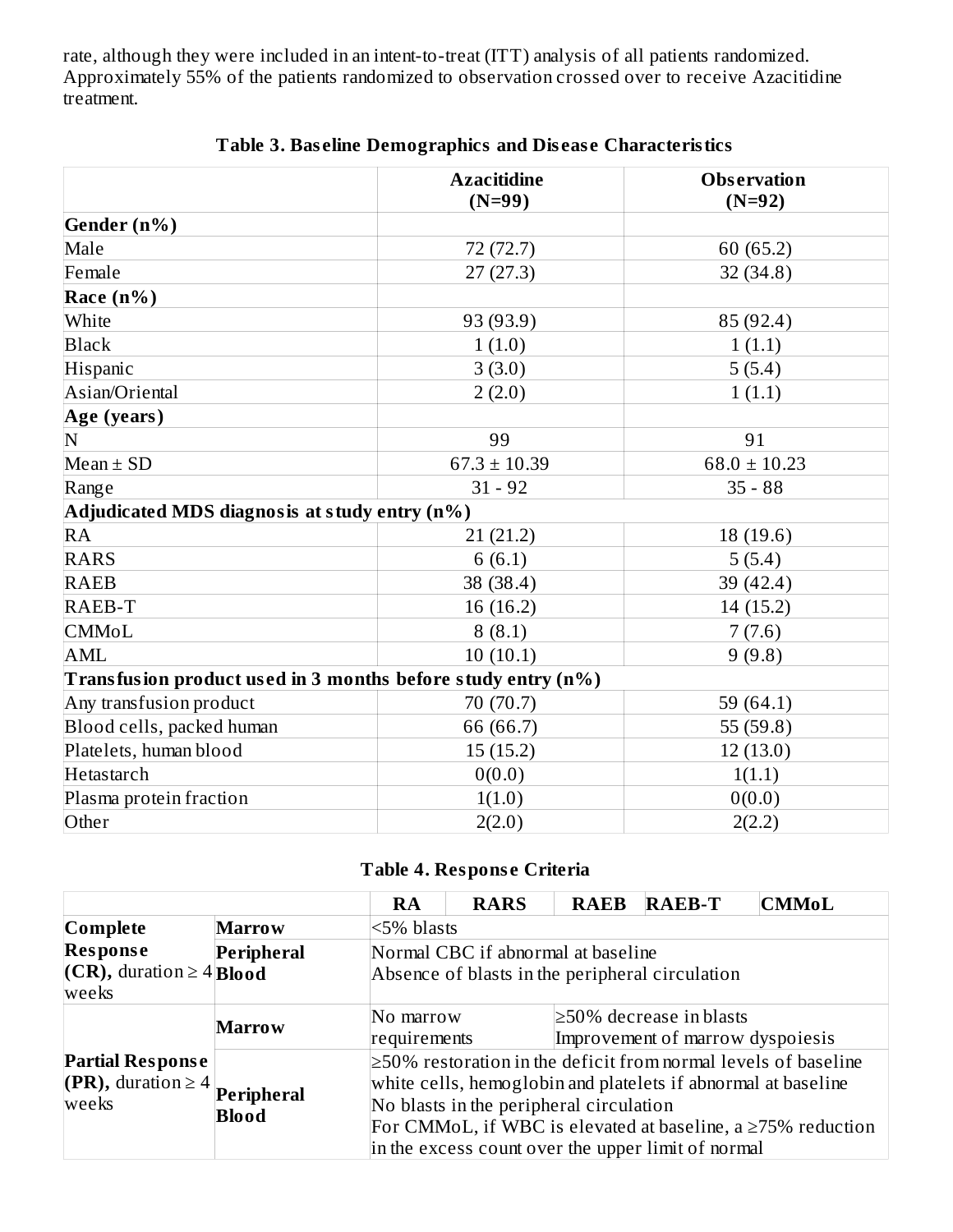rate, although they were included in an intent-to-treat (ITT) analysis of all patients randomized. Approximately 55% of the patients randomized to observation crossed over to receive Azacitidine treatment.

**Table 3. Baseline Demographics and Disease Characteristics**

| | **Azacitidine (N=99)** | **Observation (N=92)** |
|---|---|---|
| **Gender (n%)** | | |
| Male | 72 (72.7) | 60 (65.2) |
| Female | 27 (27.3) | 32 (34.8) |
| **Race (n%)** | | |
| White | 93 (93.9) | 85 (92.4) |
| Black | 1 (1.0) | 1 (1.1) |
| Hispanic | 3 (3.0) | 5 (5.4) |
| Asian/Oriental | 2 (2.0) | 1 (1.1) |
| **Age (years)** | | |
| N | 99 | 91 |
| Mean ± SD | 67.3 ± 10.39 | 68.0 ± 10.23 |
| Range | 31 - 92 | 35 - 88 |
| **Adjudicated MDS diagnosis at study entry (n%)** | | |
| RA | 21 (21.2) | 18 (19.6) |
| RARS | 6 (6.1) | 5 (5.4) |
| RAEB | 38 (38.4) | 39 (42.4) |
| RAEB-T | 16 (16.2) | 14 (15.2) |
| CMMoL | 8 (8.1) | 7 (7.6) |
| AML | 10 (10.1) | 9 (9.8) |
| **Transfusion product used in 3 months before study entry (n%)** | | |
| Any transfusion product | 70 (70.7) | 59 (64.1) |
| Blood cells, packed human | 66 (66.7) | 55 (59.8) |
| Platelets, human blood | 15 (15.2) | 12 (13.0) |
| Hetastarch | 0(0.0) | 1(1.1) |
| Plasma protein fraction | 1(1.0) | 0(0.0) |
| Other | 2(2.0) | 2(2.2) |

**Table 4. Response Criteria**

| | | **RA** | **RARS** | **RAEB** | **RAEB-T** | **CMMoL** |
|---|---|---|---|---|---|---|
| **Complete Response (CR),** duration ≥ 4 weeks | **Marrow** | <5% blasts | | | | |
| | **Peripheral Blood** | Normal CBC if abnormal at baseline<br>Absence of blasts in the peripheral circulation | | | | |
| **Partial Response (PR),** duration ≥ 4 weeks | **Marrow** | No marrow requirements | | ≥50% decrease in blasts<br>Improvement of marrow dyspoiesis | | |
| | **Peripheral Blood** | ≥50% restoration in the deficit from normal levels of baseline white cells, hemoglobin and platelets if abnormal at baseline<br>No blasts in the peripheral circulation<br>For CMMoL, if WBC is elevated at baseline, a ≥75% reduction in the excess count over the upper limit of normal | | | | |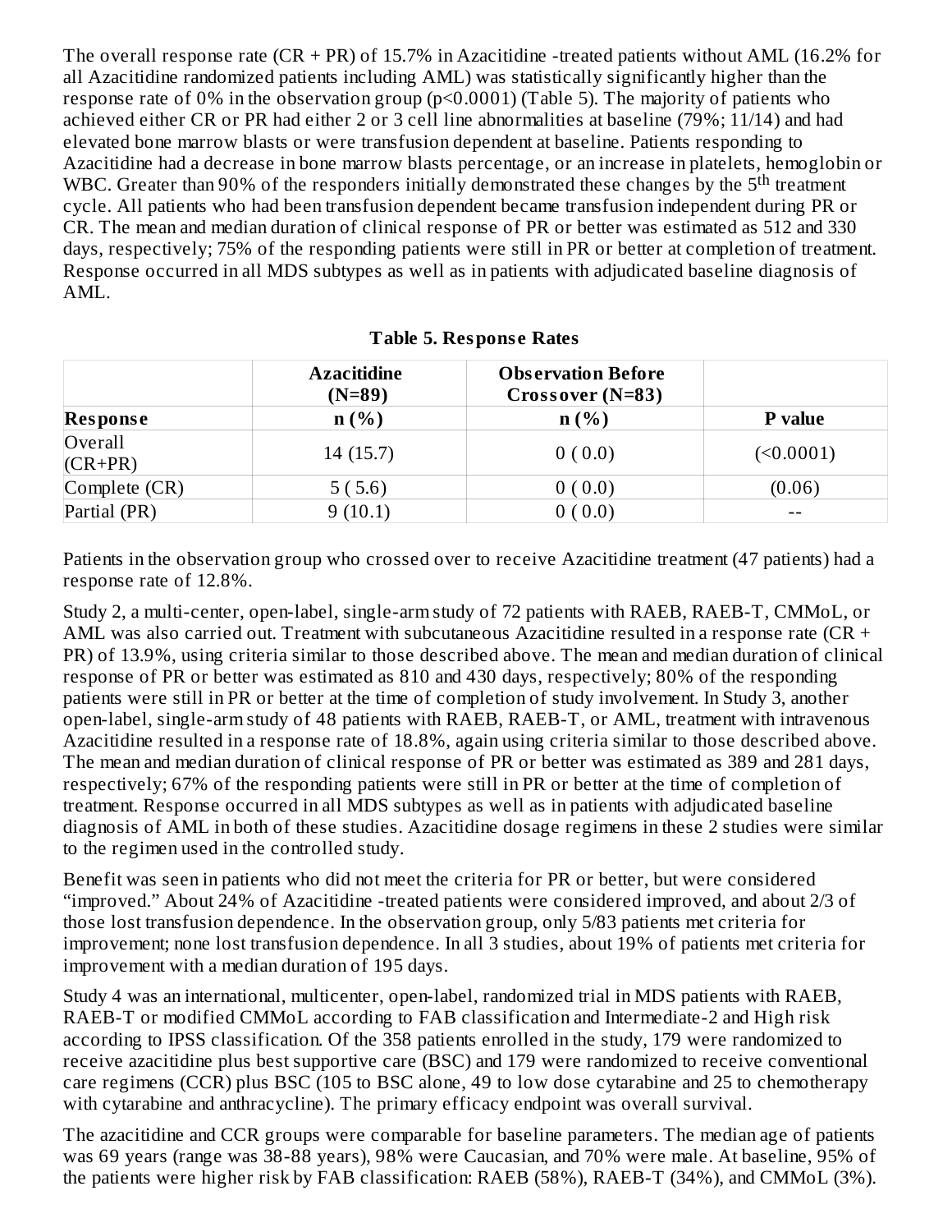The overall response rate (CR + PR) of 15.7% in Azacitidine -treated patients without AML (16.2% for all Azacitidine randomized patients including AML) was statistically significantly higher than the response rate of 0% in the observation group (p<0.0001) (Table 5). The majority of patients who achieved either CR or PR had either 2 or 3 cell line abnormalities at baseline (79%; 11/14) and had elevated bone marrow blasts or were transfusion dependent at baseline. Patients responding to Azacitidine had a decrease in bone marrow blasts percentage, or an increase in platelets, hemoglobin or WBC. Greater than 90% of the responders initially demonstrated these changes by the 5$^{th}$ treatment cycle. All patients who had been transfusion dependent became transfusion independent during PR or CR. The mean and median duration of clinical response of PR or better was estimated as 512 and 330 days, respectively; 75% of the responding patients were still in PR or better at completion of treatment. Response occurred in all MDS subtypes as well as in patients with adjudicated baseline diagnosis of AML.

**Table 5. Response Rates**

| | **Azacitidine (N=89)** | **Observation Before Crossover (N=83)** | |
|---|---|---|---|
| **Response** | **n (%)** | **n (%)** | **P value** |
| Overall (CR+PR) | 14 (15.7) | 0 ( 0.0) | (<0.0001) |
| Complete (CR) | 5 ( 5.6) | 0 ( 0.0) | (0.06) |
| Partial (PR) | 9 (10.1) | 0 ( 0.0) | -- |

Patients in the observation group who crossed over to receive Azacitidine treatment (47 patients) had a response rate of 12.8%.

Study 2, a multi-center, open-label, single-arm study of 72 patients with RAEB, RAEB-T, CMMoL, or AML was also carried out. Treatment with subcutaneous Azacitidine resulted in a response rate (CR + PR) of 13.9%, using criteria similar to those described above. The mean and median duration of clinical response of PR or better was estimated as 810 and 430 days, respectively; 80% of the responding patients were still in PR or better at the time of completion of study involvement. In Study 3, another open-label, single-arm study of 48 patients with RAEB, RAEB-T, or AML, treatment with intravenous Azacitidine resulted in a response rate of 18.8%, again using criteria similar to those described above. The mean and median duration of clinical response of PR or better was estimated as 389 and 281 days, respectively; 67% of the responding patients were still in PR or better at the time of completion of treatment. Response occurred in all MDS subtypes as well as in patients with adjudicated baseline diagnosis of AML in both of these studies. Azacitidine dosage regimens in these 2 studies were similar to the regimen used in the controlled study.

Benefit was seen in patients who did not meet the criteria for PR or better, but were considered "improved." About 24% of Azacitidine -treated patients were considered improved, and about 2/3 of those lost transfusion dependence. In the observation group, only 5/83 patients met criteria for improvement; none lost transfusion dependence. In all 3 studies, about 19% of patients met criteria for improvement with a median duration of 195 days.

Study 4 was an international, multicenter, open-label, randomized trial in MDS patients with RAEB, RAEB-T or modified CMMoL according to FAB classification and Intermediate-2 and High risk according to IPSS classification. Of the 358 patients enrolled in the study, 179 were randomized to receive azacitidine plus best supportive care (BSC) and 179 were randomized to receive conventional care regimens (CCR) plus BSC (105 to BSC alone, 49 to low dose cytarabine and 25 to chemotherapy with cytarabine and anthracycline). The primary efficacy endpoint was overall survival.

The azacitidine and CCR groups were comparable for baseline parameters. The median age of patients was 69 years (range was 38-88 years), 98% were Caucasian, and 70% were male. At baseline, 95% of the patients were higher risk by FAB classification: RAEB (58%), RAEB-T (34%), and CMMoL (3%).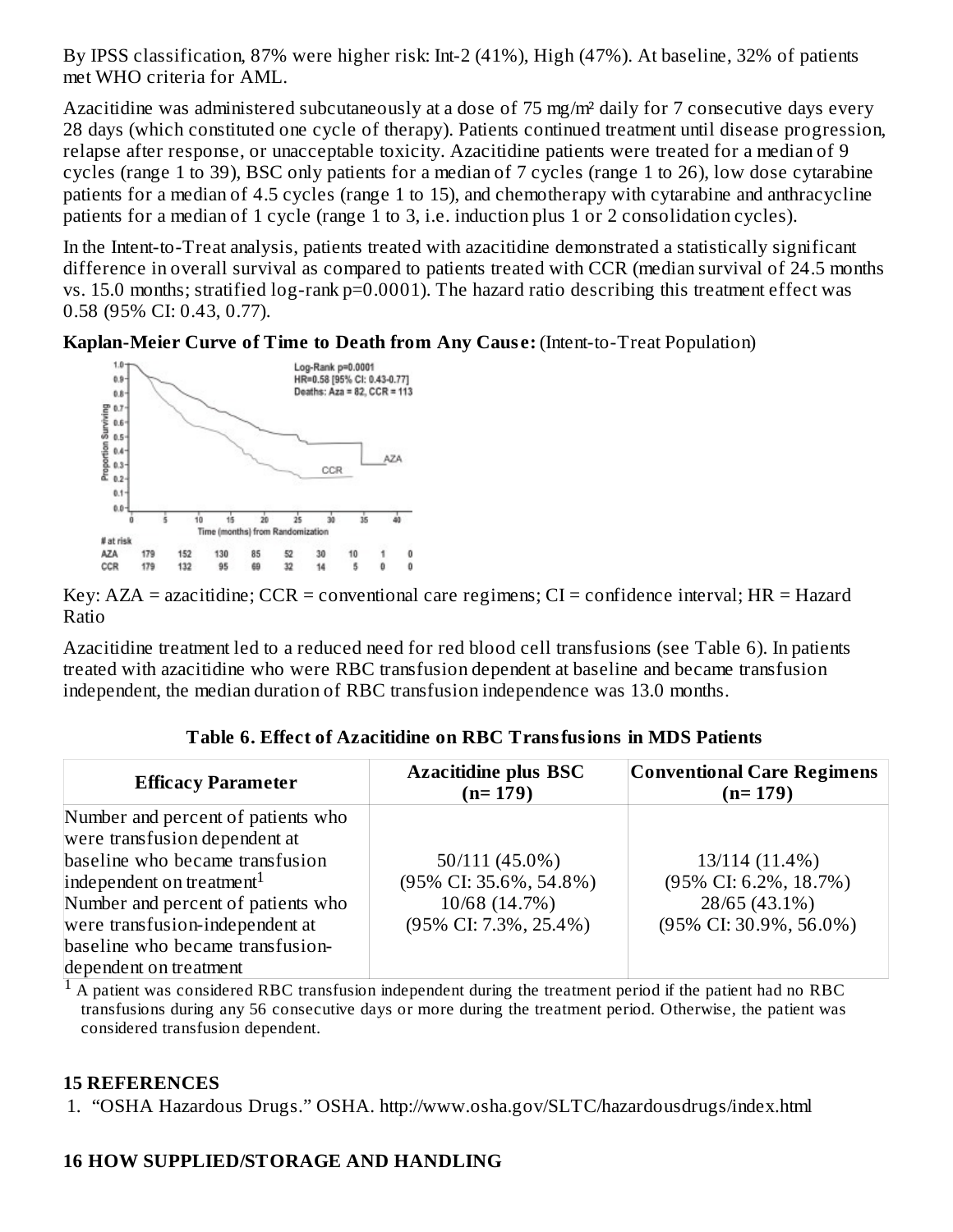By IPSS classification, 87% were higher risk: Int-2 (41%), High (47%). At baseline, 32% of patients met WHO criteria for AML.

Azacitidine was administered subcutaneously at a dose of 75 mg/m² daily for 7 consecutive days every 28 days (which constituted one cycle of therapy). Patients continued treatment until disease progression, relapse after response, or unacceptable toxicity. Azacitidine patients were treated for a median of 9 cycles (range 1 to 39), BSC only patients for a median of 7 cycles (range 1 to 26), low dose cytarabine patients for a median of 4.5 cycles (range 1 to 15), and chemotherapy with cytarabine and anthracycline patients for a median of 1 cycle (range 1 to 3, i.e. induction plus 1 or 2 consolidation cycles).

In the Intent-to-Treat analysis, patients treated with azacitidine demonstrated a statistically significant difference in overall survival as compared to patients treated with CCR (median survival of 24.5 months vs. 15.0 months; stratified log-rank p=0.0001). The hazard ratio describing this treatment effect was 0.58 (95% CI: 0.43, 0.77).

**Kaplan-Meier Curve of Time to Death from Any Cause:** (Intent-to-Treat Population)

Key: AZA = azacitidine; CCR = conventional care regimens; CI = confidence interval; HR = Hazard Ratio

Azacitidine treatment led to a reduced need for red blood cell transfusions (see Table 6). In patients treated with azacitidine who were RBC transfusion dependent at baseline and became transfusion independent, the median duration of RBC transfusion independence was 13.0 months.

**Table 6. Effect of Azacitidine on RBC Transfusions in MDS Patients**

| Efficacy Parameter | Azacitidine plus BSC (n= 179) | Conventional Care Regimens (n= 179) |
|---|---|---|
| Number and percent of patients who were transfusion dependent at baseline who became transfusion independent on treatment[1] | 50/111 (45.0%) (95% CI: 35.6%, 54.8%) | 13/114 (11.4%) (95% CI: 6.2%, 18.7%) |
| Number and percent of patients who were transfusion-independent at baseline who became transfusion-dependent on treatment | 10/68 (14.7%) (95% CI: 7.3%, 25.4%) | 28/65 (43.1%) (95% CI: 30.9%, 56.0%) |

[1] A patient was considered RBC transfusion independent during the treatment period if the patient had no RBC transfusions during any 56 consecutive days or more during the treatment period. Otherwise, the patient was considered transfusion dependent.

## 15 REFERENCES

1. "OSHA Hazardous Drugs." OSHA. http://www.osha.gov/SLTC/hazardousdrugs/index.html

## 16 HOW SUPPLIED/STORAGE AND HANDLING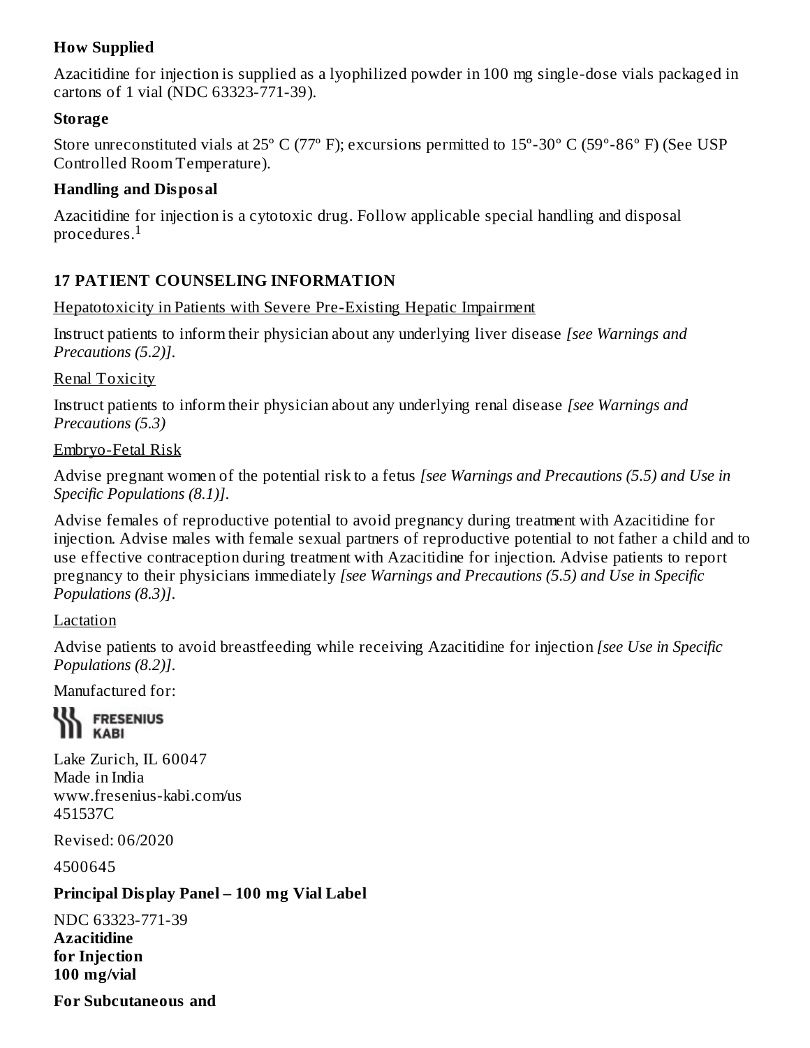**How Supplied**

Azacitidine for injection is supplied as a lyophilized powder in 100 mg single-dose vials packaged in cartons of 1 vial (NDC 63323-771-39).

**Storage**

Store unreconstituted vials at 25º C (77º F); excursions permitted to 15º-30º C (59º-86º F) (See USP Controlled Room Temperature).

**Handling and Disposal**

Azacitidine for injection is a cytotoxic drug. Follow applicable special handling and disposal procedures.[1]

## 17 PATIENT COUNSELING INFORMATION

Hepatotoxicity in Patients with Severe Pre-Existing Hepatic Impairment

Instruct patients to inform their physician about any underlying liver disease *[see Warnings and Precautions (5.2)]*.

Renal Toxicity

Instruct patients to inform their physician about any underlying renal disease *[see Warnings and Precautions (5.3)*

Embryo-Fetal Risk

Advise pregnant women of the potential risk to a fetus *[see Warnings and Precautions (5.5) and Use in Specific Populations (8.1)]*.

Advise females of reproductive potential to avoid pregnancy during treatment with Azacitidine for injection. Advise males with female sexual partners of reproductive potential to not father a child and to use effective contraception during treatment with Azacitidine for injection. Advise patients to report pregnancy to their physicians immediately *[see Warnings and Precautions (5.5) and Use in Specific Populations (8.3)]*.

Lactation

Advise patients to avoid breastfeeding while receiving Azacitidine for injection *[see Use in Specific Populations (8.2)]*.

Manufactured for:

FRESENIUS KABI

Lake Zurich, IL 60047
Made in India
www.fresenius-kabi.com/us
451537C

Revised: 06/2020

4500645

**Principal Display Panel – 100 mg Vial Label**

NDC 63323-771-39
**Azacitidine**
**for Injection**
**100 mg/vial**

**For Subcutaneous and**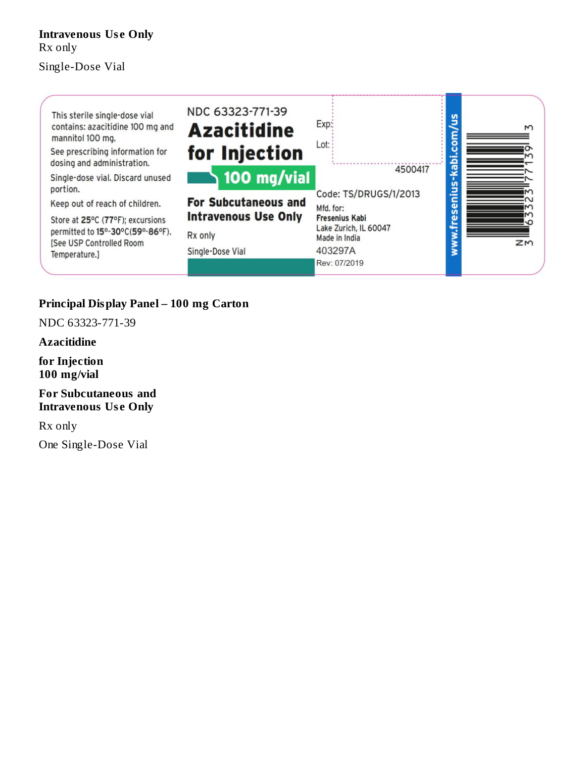**Intravenous Use Only**
Rx only

Single-Dose Vial

This sterile single-dose vial contains: azacitidine 100 mg and mannitol 100 mg.

See prescribing information for dosing and administration.

Single-dose vial. Discard unused portion.

Keep out of reach of children.

Store at 25°C (77°F); excursions permitted to 15°-30°C(59°-86°F). [See USP Controlled Room Temperature.]

NDC 63323-771-39

**Azacitidine for Injection**

**100 mg/vial**

**For Subcutaneous and Intravenous Use Only**

Rx only

Single-Dose Vial

Exp:

Lot:

4500417

Code: TS/DRUGS/1/2013

Mfd. for:
**Fresenius Kabi**
Lake Zurich, IL 60047
Made in India

403297A

Rev: 07/2019

www.fresenius-kabi.com/us

3 63323 77139 3

**Principal Display Panel – 100 mg Carton**

NDC 63323-771-39

**Azacitidine**

**for Injection**
**100 mg/vial**

**For Subcutaneous and Intravenous Use Only**

Rx only

One Single-Dose Vial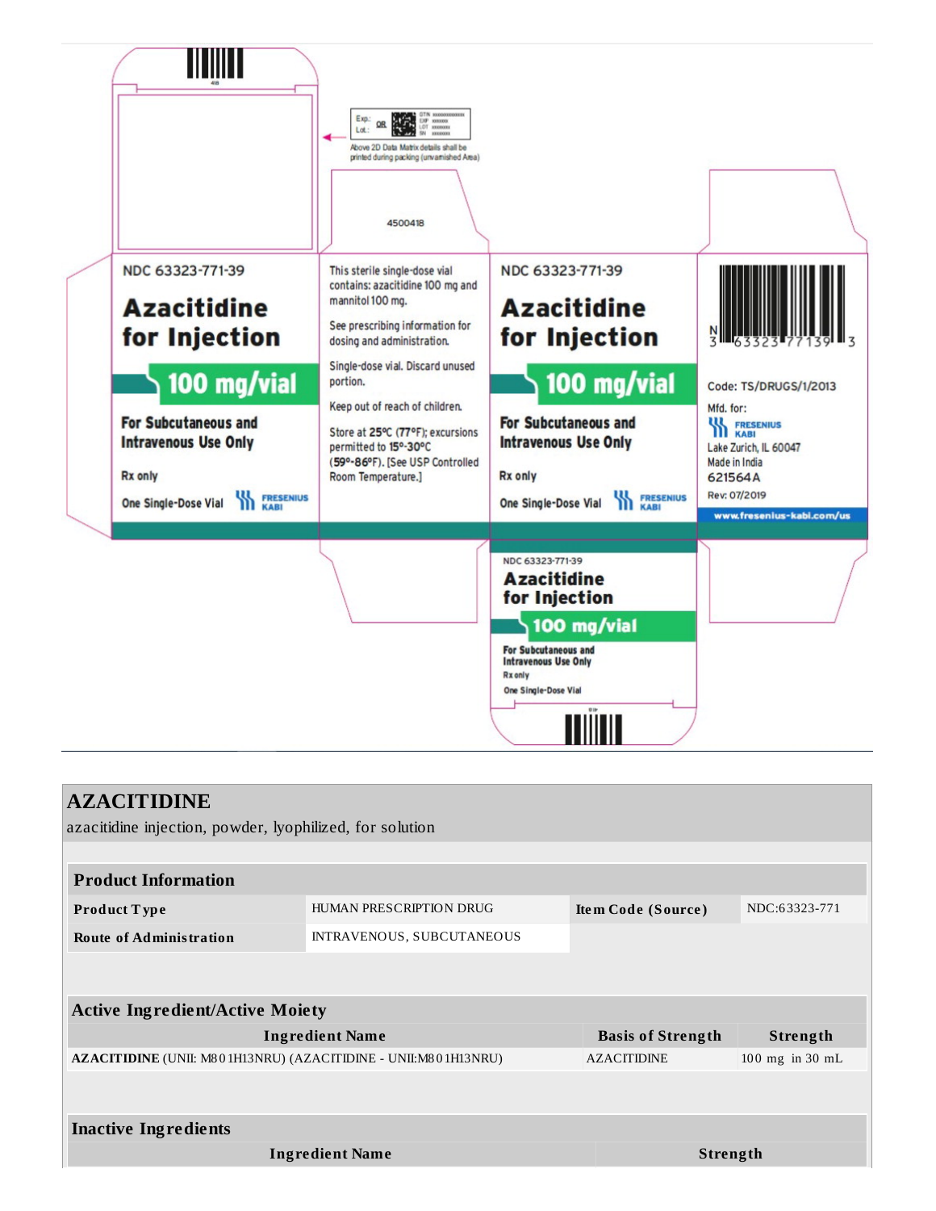Exp.: OR Lot.:

GTIN xxxxxxxxxxxxxx
EXP xxxxxxx
LOT xxxxxxx
SN xxxxxxxx

Above 2D Data Matrix details shall be printed during packing (unvarnished Area)

4500418

NDC 63323-771-39

**Azacitidine for Injection**

**100 mg/vial**

**For Subcutaneous and Intravenous Use Only**

Rx only

One Single-Dose Vial

FRESENIUS KABI

This sterile single-dose vial contains: azacitidine 100 mg and mannitol 100 mg.

See prescribing information for dosing and administration.

Single-dose vial. Discard unused portion.

Keep out of reach of children.

Store at 25°C (77°F); excursions permitted to 15°-30°C (59°-86°F). [See USP Controlled Room Temperature.]

NDC 63323-771-39

**Azacitidine for Injection**

**100 mg/vial**

**For Subcutaneous and Intravenous Use Only**

Rx only

One Single-Dose Vial

FRESENIUS KABI

N 3 63323 77139 3

Code: TS/DRUGS/1/2013

Mfd. for:

FRESENIUS KABI

Lake Zurich, IL 60047

Made in India

621564A

Rev: 07/2019

www.fresenius-kabi.com/us

NDC 63323-771-39

**Azacitidine for Injection**

**100 mg/vial**

**For Subcutaneous and Intravenous Use Only**

Rx only

One Single-Dose Vial

# AZACITIDINE

azacitidine injection, powder, lyophilized, for solution

| **Product Information** | | | |
|---|---|---|---|
| **Product Type** | HUMAN PRESCRIPTION DRUG | **Item Code (Source)** | NDC:63323-771 |
| **Route of Administration** | INTRAVENOUS, SUBCUTANEOUS | | |

| **Active Ingredient/Active Moiety** | | |
|---|---|---|
| **Ingredient Name** | **Basis of Strength** | **Strength** |
| **AZACITIDINE** (UNII: M801H13NRU) (AZACITIDINE - UNII:M801H13NRU) | AZACITIDINE | 100 mg in 30 mL |

| **Inactive Ingredients** | |
|---|---|
| **Ingredient Name** | **Strength** |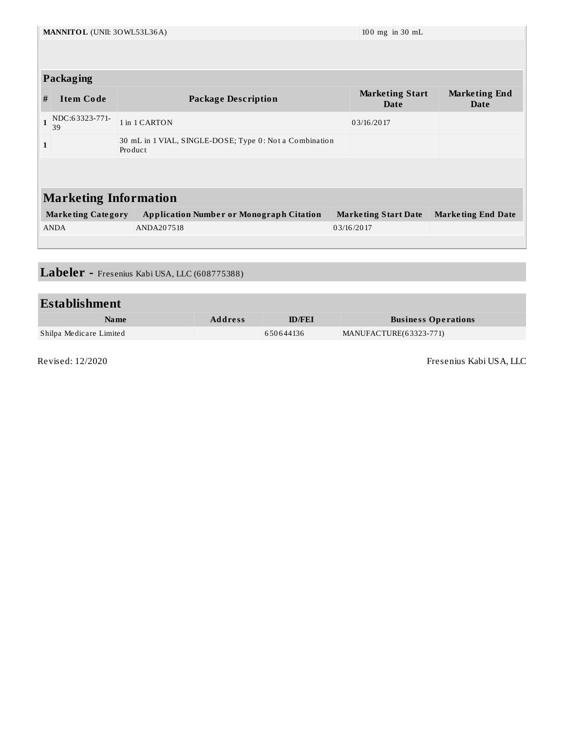| | |
|---|---|
| **MANNITOL** (UNII: 3OWL53L36A) | 100 mg in 30 mL |

**Packaging**

| # | Item Code | Package Description | Marketing Start Date | Marketing End Date |
|---|---|---|---|---|
| 1 | NDC:63323-771-39 | 1 in 1 CARTON | 03/16/2017 | |
| 1 | | 30 mL in 1 VIAL, SINGLE-DOSE; Type 0: Not a Combination Product | | |

## Marketing Information

| Marketing Category | Application Number or Monograph Citation | Marketing Start Date | Marketing End Date |
|---|---|---|---|
| ANDA | ANDA207518 | 03/16/2017 | |

## Labeler - Fresenius Kabi USA, LLC (608775388)

## Establishment

| Name | Address | ID/FEI | Business Operations |
|---|---|---|---|
| Shilpa Medicare Limited | | 650644136 | MANUFACTURE(63323-771) |

Revised: 12/2020

Fresenius Kabi USA, LLC